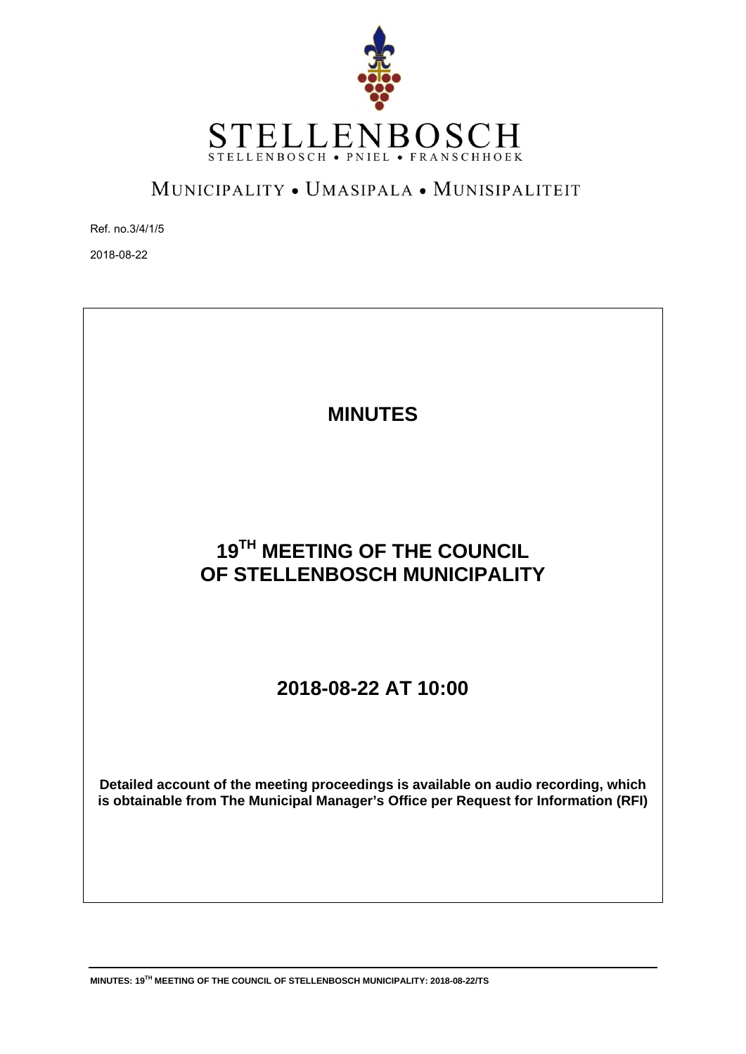STELLENBOSCH

STELLENBOSCH • PNIEL • FRANSCHHOEK

MUNICIPALITY • UMASIPALA • MUNISIPALITEIT

Ref. no.3/4/1/5

2018-08-22

# MINUTES

# 19TH MEETING OF THE COUNCIL OF STELLENBOSCH MUNICIPALITY

## 2018-08-22 AT 10:00

**Detailed account of the meeting proceedings is available on audio recording, which is obtainable from The Municipal Manager's Office per Request for Information (RFI)**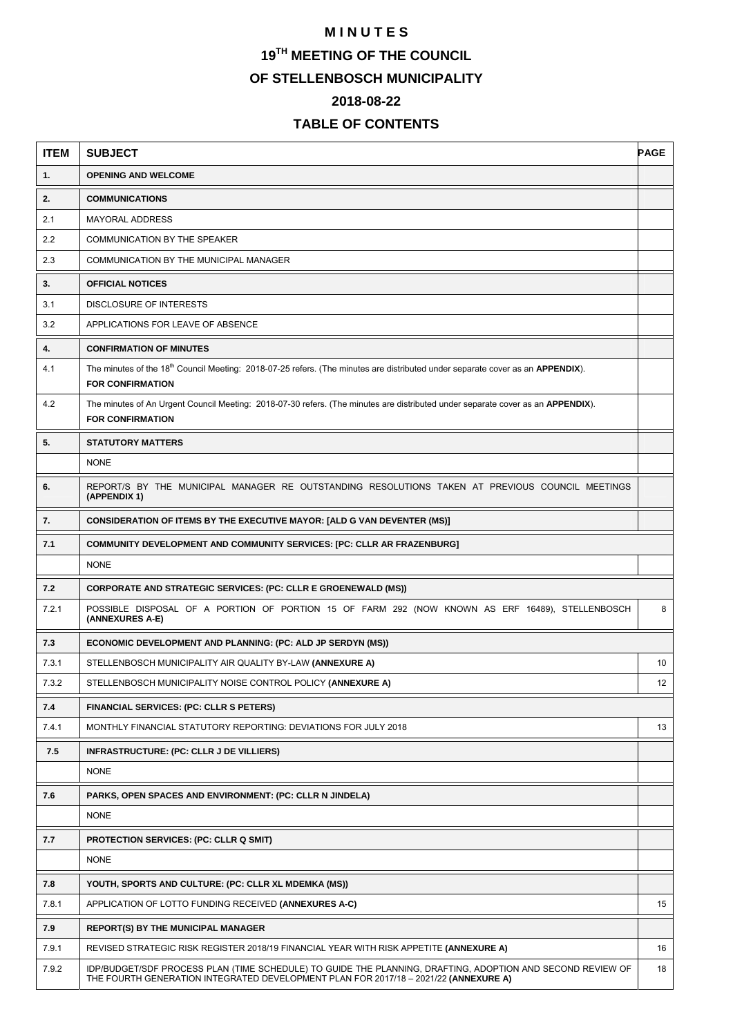# MINUTES

## 19TH MEETING OF THE COUNCIL

## OF STELLENBOSCH MUNICIPALITY

## 2018-08-22

## TABLE OF CONTENTS

| ITEM | SUBJECT | PAGE |
|---|---|---|
| **1.** | **OPENING AND WELCOME** | |
| **2.** | **COMMUNICATIONS** | |
| 2.1 | MAYORAL ADDRESS | |
| 2.2 | COMMUNICATION BY THE SPEAKER | |
| 2.3 | COMMUNICATION BY THE MUNICIPAL MANAGER | |
| **3.** | **OFFICIAL NOTICES** | |
| 3.1 | DISCLOSURE OF INTERESTS | |
| 3.2 | APPLICATIONS FOR LEAVE OF ABSENCE | |
| **4.** | **CONFIRMATION OF MINUTES** | |
| 4.1 | The minutes of the 18th Council Meeting: 2018-07-25 refers. (The minutes are distributed under separate cover as an **APPENDIX**). **FOR CONFIRMATION** | |
| 4.2 | The minutes of An Urgent Council Meeting: 2018-07-30 refers. (The minutes are distributed under separate cover as an **APPENDIX**). **FOR CONFIRMATION** | |
| **5.** | **STATUTORY MATTERS** | |
| | NONE | |
| **6.** | REPORT/S BY THE MUNICIPAL MANAGER RE OUTSTANDING RESOLUTIONS TAKEN AT PREVIOUS COUNCIL MEETINGS **(APPENDIX 1)** | |
| **7.** | **CONSIDERATION OF ITEMS BY THE EXECUTIVE MAYOR: [ALD G VAN DEVENTER (MS)]** | |
| **7.1** | **COMMUNITY DEVELOPMENT AND COMMUNITY SERVICES: [PC: CLLR AR FRAZENBURG]** | |
| | NONE | |
| **7.2** | **CORPORATE AND STRATEGIC SERVICES: (PC: CLLR E GROENEWALD (MS))** | |
| 7.2.1 | POSSIBLE DISPOSAL OF A PORTION OF PORTION 15 OF FARM 292 (NOW KNOWN AS ERF 16489), STELLENBOSCH **(ANNEXURES A-E)** | 8 |
| **7.3** | **ECONOMIC DEVELOPMENT AND PLANNING: (PC: ALD JP SERDYN (MS))** | |
| 7.3.1 | STELLENBOSCH MUNICIPALITY AIR QUALITY BY-LAW **(ANNEXURE A)** | 10 |
| 7.3.2 | STELLENBOSCH MUNICIPALITY NOISE CONTROL POLICY **(ANNEXURE A)** | 12 |
| **7.4** | **FINANCIAL SERVICES: (PC: CLLR S PETERS)** | |
| 7.4.1 | MONTHLY FINANCIAL STATUTORY REPORTING: DEVIATIONS FOR JULY 2018 | 13 |
| **7.5** | **INFRASTRUCTURE: (PC: CLLR J DE VILLIERS)** | |
| | NONE | |
| **7.6** | **PARKS, OPEN SPACES AND ENVIRONMENT: (PC: CLLR N JINDELA)** | |
| | NONE | |
| **7.7** | **PROTECTION SERVICES: (PC: CLLR Q SMIT)** | |
| | NONE | |
| **7.8** | **YOUTH, SPORTS AND CULTURE: (PC: CLLR XL MDEMKA (MS))** | |
| 7.8.1 | APPLICATION OF LOTTO FUNDING RECEIVED **(ANNEXURES A-C)** | 15 |
| **7.9** | **REPORT(S) BY THE MUNICIPAL MANAGER** | |
| 7.9.1 | REVISED STRATEGIC RISK REGISTER 2018/19 FINANCIAL YEAR WITH RISK APPETITE **(ANNEXURE A)** | 16 |
| 7.9.2 | IDP/BUDGET/SDF PROCESS PLAN (TIME SCHEDULE) TO GUIDE THE PLANNING, DRAFTING, ADOPTION AND SECOND REVIEW OF THE FOURTH GENERATION INTEGRATED DEVELOPMENT PLAN FOR 2017/18 – 2021/22 **(ANNEXURE A)** | 18 |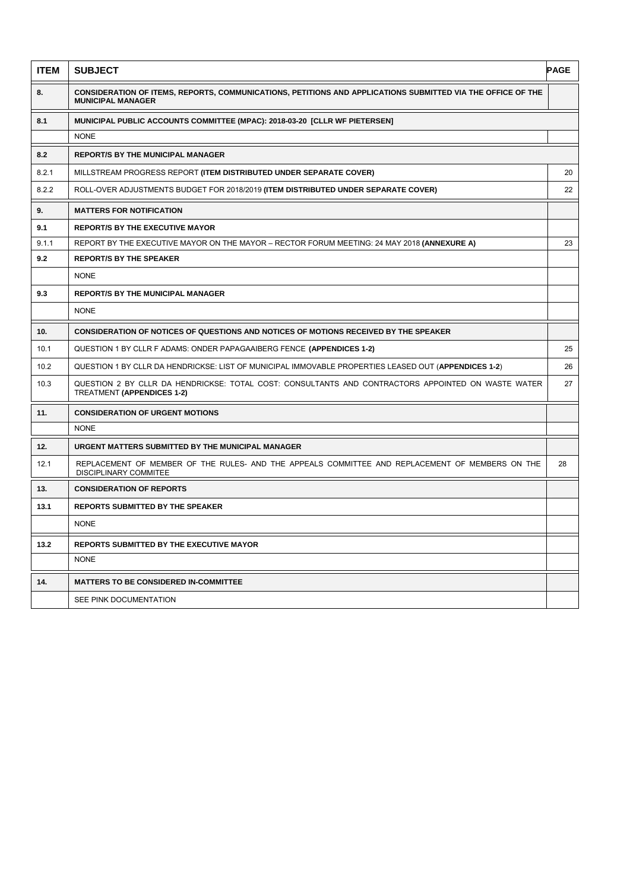| ITEM | SUBJECT | PAGE |
|---|---|---|
| **8.** | **CONSIDERATION OF ITEMS, REPORTS, COMMUNICATIONS, PETITIONS AND APPLICATIONS SUBMITTED VIA THE OFFICE OF THE MUNICIPAL MANAGER** | |
| **8.1** | **MUNICIPAL PUBLIC ACCOUNTS COMMITTEE (MPAC): 2018-03-20 [CLLR WF PIETERSEN]** | |
| | NONE | |
| **8.2** | **REPORT/S BY THE MUNICIPAL MANAGER** | |
| 8.2.1 | MILLSTREAM PROGRESS REPORT **(ITEM DISTRIBUTED UNDER SEPARATE COVER)** | 20 |
| 8.2.2 | ROLL-OVER ADJUSTMENTS BUDGET FOR 2018/2019 **(ITEM DISTRIBUTED UNDER SEPARATE COVER)** | 22 |
| **9.** | **MATTERS FOR NOTIFICATION** | |
| **9.1** | **REPORT/S BY THE EXECUTIVE MAYOR** | |
| 9.1.1 | REPORT BY THE EXECUTIVE MAYOR ON THE MAYOR – RECTOR FORUM MEETING: 24 MAY 2018 **(ANNEXURE A)** | 23 |
| **9.2** | **REPORT/S BY THE SPEAKER** | |
| | NONE | |
| **9.3** | **REPORT/S BY THE MUNICIPAL MANAGER** | |
| | NONE | |
| **10.** | **CONSIDERATION OF NOTICES OF QUESTIONS AND NOTICES OF MOTIONS RECEIVED BY THE SPEAKER** | |
| 10.1 | QUESTION 1 BY CLLR F ADAMS: ONDER PAPAGAAIBERG FENCE **(APPENDICES 1-2)** | 25 |
| 10.2 | QUESTION 1 BY CLLR DA HENDRICKSE: LIST OF MUNICIPAL IMMOVABLE PROPERTIES LEASED OUT (**APPENDICES 1-2**) | 26 |
| 10.3 | QUESTION 2 BY CLLR DA HENDRICKSE: TOTAL COST: CONSULTANTS AND CONTRACTORS APPOINTED ON WASTE WATER TREATMENT **(APPENDICES 1-2)** | 27 |
| **11.** | **CONSIDERATION OF URGENT MOTIONS** | |
| | NONE | |
| **12.** | **URGENT MATTERS SUBMITTED BY THE MUNICIPAL MANAGER** | |
| 12.1 | REPLACEMENT OF MEMBER OF THE RULES- AND THE APPEALS COMMITTEE AND REPLACEMENT OF MEMBERS ON THE DISCIPLINARY COMMITEE | 28 |
| **13.** | **CONSIDERATION OF REPORTS** | |
| **13.1** | **REPORTS SUBMITTED BY THE SPEAKER** | |
| | NONE | |
| **13.2** | **REPORTS SUBMITTED BY THE EXECUTIVE MAYOR** | |
| | NONE | |
| **14.** | **MATTERS TO BE CONSIDERED IN-COMMITTEE** | |
| | SEE PINK DOCUMENTATION | |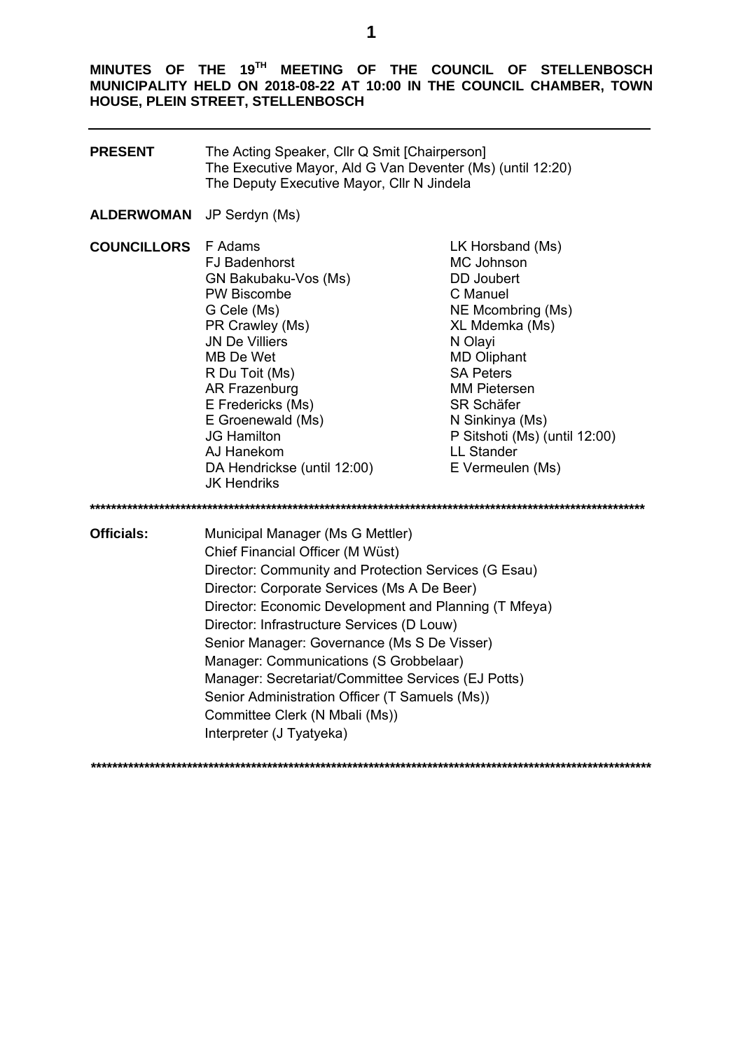**MINUTES OF THE 19TH MEETING OF THE COUNCIL OF STELLENBOSCH MUNICIPALITY HELD ON 2018-08-22 AT 10:00 IN THE COUNCIL CHAMBER, TOWN HOUSE, PLEIN STREET, STELLENBOSCH**

---

**PRESENT** The Acting Speaker, Cllr Q Smit [Chairperson]
The Executive Mayor, Ald G Van Deventer (Ms) (until 12:20)
The Deputy Executive Mayor, Cllr N Jindela

**ALDERWOMAN** JP Serdyn (Ms)

**COUNCILLORS**

F Adams
FJ Badenhorst
GN Bakubaku-Vos (Ms)
PW Biscombe
G Cele (Ms)
PR Crawley (Ms)
JN De Villiers
MB De Wet
R Du Toit (Ms)
AR Frazenburg
E Fredericks (Ms)
E Groenewald (Ms)
JG Hamilton
AJ Hanekom
DA Hendrickse (until 12:00)
JK Hendriks
LK Horsband (Ms)
MC Johnson
DD Joubert
C Manuel
NE Mcombring (Ms)
XL Mdemka (Ms)
N Olayi
MD Oliphant
SA Peters
MM Pietersen
SR Schäfer
N Sinkinya (Ms)
P Sitshoti (Ms) (until 12:00)
LL Stander
E Vermeulen (Ms)

******************************************************************************************************

**Officials:**

Municipal Manager (Ms G Mettler)
Chief Financial Officer (M Wüst)
Director: Community and Protection Services (G Esau)
Director: Corporate Services (Ms A De Beer)
Director: Economic Development and Planning (T Mfeya)
Director: Infrastructure Services (D Louw)
Senior Manager: Governance (Ms S De Visser)
Manager: Communications (S Grobbelaar)
Manager: Secretariat/Committee Services (EJ Potts)
Senior Administration Officer (T Samuels (Ms))
Committee Clerk (N Mbali (Ms))
Interpreter (J Tyatyeka)

******************************************************************************************************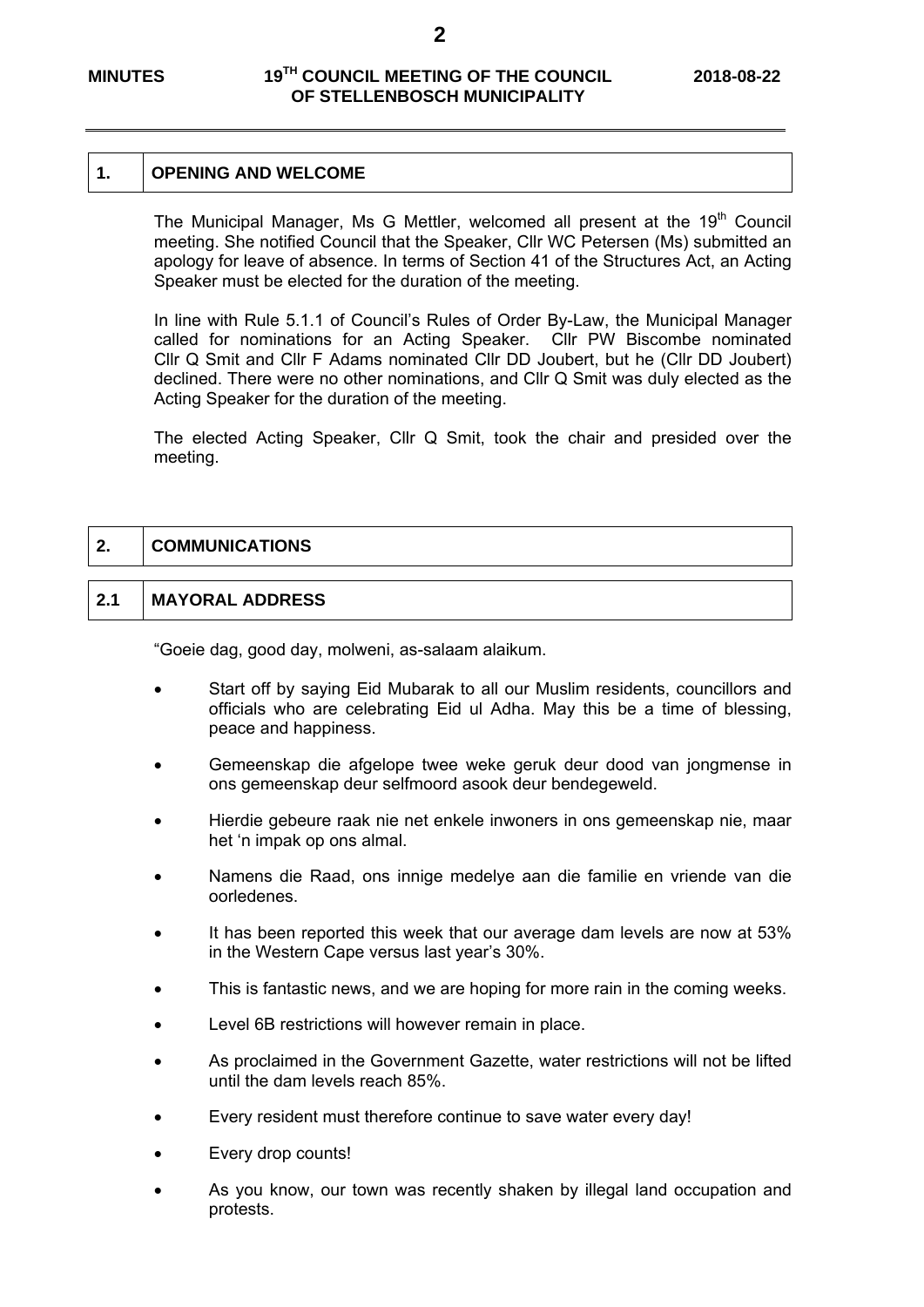## 1. OPENING AND WELCOME

The Municipal Manager, Ms G Mettler, welcomed all present at the 19th Council meeting. She notified Council that the Speaker, Cllr WC Petersen (Ms) submitted an apology for leave of absence. In terms of Section 41 of the Structures Act, an Acting Speaker must be elected for the duration of the meeting.

In line with Rule 5.1.1 of Council's Rules of Order By-Law, the Municipal Manager called for nominations for an Acting Speaker. Cllr PW Biscombe nominated Cllr Q Smit and Cllr F Adams nominated Cllr DD Joubert, but he (Cllr DD Joubert) declined. There were no other nominations, and Cllr Q Smit was duly elected as the Acting Speaker for the duration of the meeting.

The elected Acting Speaker, Cllr Q Smit, took the chair and presided over the meeting.

## 2. COMMUNICATIONS

### 2.1 MAYORAL ADDRESS

"Goeie dag, good day, molweni, as-salaam alaikum.

- Start off by saying Eid Mubarak to all our Muslim residents, councillors and officials who are celebrating Eid ul Adha. May this be a time of blessing, peace and happiness.
- Gemeenskap die afgelope twee weke geruk deur dood van jongmense in ons gemeenskap deur selfmoord asook deur bendegeweld.
- Hierdie gebeure raak nie net enkele inwoners in ons gemeenskap nie, maar het 'n impak op ons almal.
- Namens die Raad, ons innige medelye aan die familie en vriende van die oorledenes.
- It has been reported this week that our average dam levels are now at 53% in the Western Cape versus last year's 30%.
- This is fantastic news, and we are hoping for more rain in the coming weeks.
- Level 6B restrictions will however remain in place.
- As proclaimed in the Government Gazette, water restrictions will not be lifted until the dam levels reach 85%.
- Every resident must therefore continue to save water every day!
- Every drop counts!
- As you know, our town was recently shaken by illegal land occupation and protests.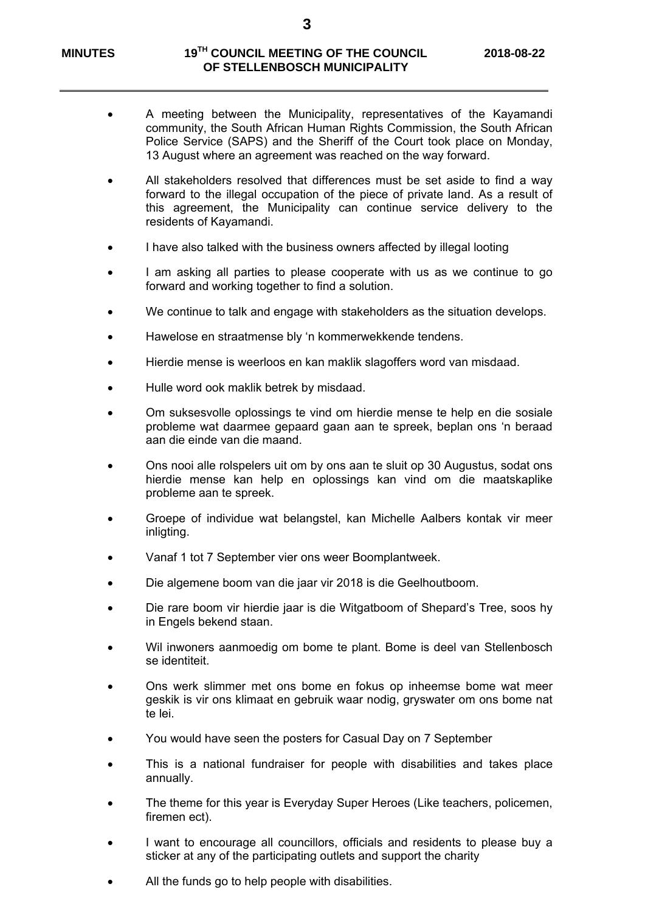- A meeting between the Municipality, representatives of the Kayamandi community, the South African Human Rights Commission, the South African Police Service (SAPS) and the Sheriff of the Court took place on Monday, 13 August where an agreement was reached on the way forward.
- All stakeholders resolved that differences must be set aside to find a way forward to the illegal occupation of the piece of private land. As a result of this agreement, the Municipality can continue service delivery to the residents of Kayamandi.
- I have also talked with the business owners affected by illegal looting
- I am asking all parties to please cooperate with us as we continue to go forward and working together to find a solution.
- We continue to talk and engage with stakeholders as the situation develops.
- Hawelose en straatmense bly 'n kommerwekkende tendens.
- Hierdie mense is weerloos en kan maklik slagoffers word van misdaad.
- Hulle word ook maklik betrek by misdaad.
- Om suksesvolle oplossings te vind om hierdie mense te help en die sosiale probleme wat daarmee gepaard gaan aan te spreek, beplan ons 'n beraad aan die einde van die maand.
- Ons nooi alle rolspelers uit om by ons aan te sluit op 30 Augustus, sodat ons hierdie mense kan help en oplossings kan vind om die maatskaplike probleme aan te spreek.
- Groepe of individue wat belangstel, kan Michelle Aalbers kontak vir meer inligting.
- Vanaf 1 tot 7 September vier ons weer Boomplantweek.
- Die algemene boom van die jaar vir 2018 is die Geelhoutboom.
- Die rare boom vir hierdie jaar is die Witgatboom of Shepard's Tree, soos hy in Engels bekend staan.
- Wil inwoners aanmoedig om bome te plant. Bome is deel van Stellenbosch se identiteit.
- Ons werk slimmer met ons bome en fokus op inheemse bome wat meer geskik is vir ons klimaat en gebruik waar nodig, gryswater om ons bome nat te lei.
- You would have seen the posters for Casual Day on 7 September
- This is a national fundraiser for people with disabilities and takes place annually.
- The theme for this year is Everyday Super Heroes (Like teachers, policemen, firemen ect).
- I want to encourage all councillors, officials and residents to please buy a sticker at any of the participating outlets and support the charity
- All the funds go to help people with disabilities.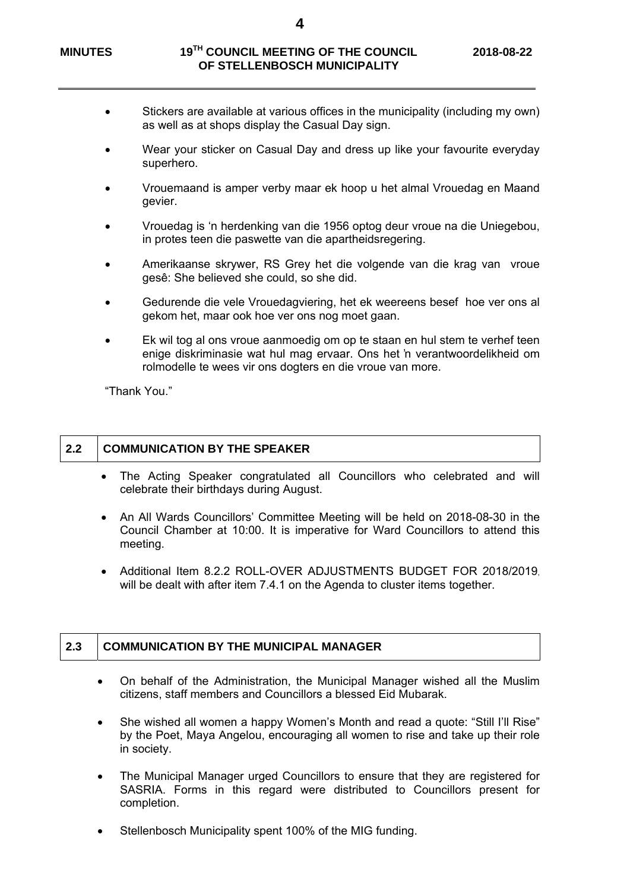- Stickers are available at various offices in the municipality (including my own) as well as at shops display the Casual Day sign.
- Wear your sticker on Casual Day and dress up like your favourite everyday superhero.
- Vrouemaand is amper verby maar ek hoop u het almal Vrouedag en Maand gevier.
- Vrouedag is 'n herdenking van die 1956 optog deur vroue na die Uniegebou, in protes teen die paswette van die apartheidsregering.
- Amerikaanse skrywer, RS Grey het die volgende van die krag van vroue gesê: She believed she could, so she did.
- Gedurende die vele Vrouedagviering, het ek weereens besef hoe ver ons al gekom het, maar ook hoe ver ons nog moet gaan.
- Ek wil tog al ons vroue aanmoedig om op te staan en hul stem te verhef teen enige diskriminasie wat hul mag ervaar. Ons het 'n verantwoordelikheid om rolmodelle te wees vir ons dogters en die vroue van more.

"Thank You."

## 2.2 COMMUNICATION BY THE SPEAKER

- The Acting Speaker congratulated all Councillors who celebrated and will celebrate their birthdays during August.
- An All Wards Councillors' Committee Meeting will be held on 2018-08-30 in the Council Chamber at 10:00. It is imperative for Ward Councillors to attend this meeting.
- Additional Item 8.2.2 ROLL-OVER ADJUSTMENTS BUDGET FOR 2018/2019, will be dealt with after item 7.4.1 on the Agenda to cluster items together.

## 2.3 COMMUNICATION BY THE MUNICIPAL MANAGER

- On behalf of the Administration, the Municipal Manager wished all the Muslim citizens, staff members and Councillors a blessed Eid Mubarak.
- She wished all women a happy Women's Month and read a quote: "Still I'll Rise" by the Poet, Maya Angelou, encouraging all women to rise and take up their role in society.
- The Municipal Manager urged Councillors to ensure that they are registered for SASRIA. Forms in this regard were distributed to Councillors present for completion.
- Stellenbosch Municipality spent 100% of the MIG funding.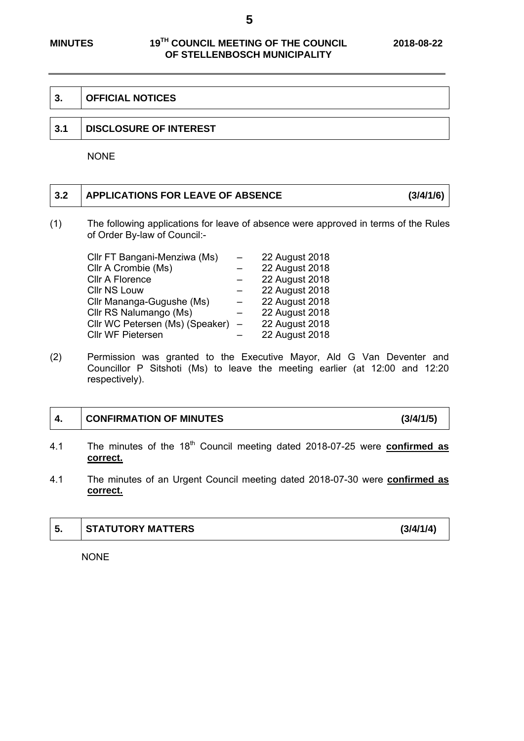## 3. OFFICIAL NOTICES

### 3.1 DISCLOSURE OF INTEREST

NONE

### 3.2 APPLICATIONS FOR LEAVE OF ABSENCE (3/4/1/6)

(1) The following applications for leave of absence were approved in terms of the Rules of Order By-law of Council:-

| | | |
|---|---|---|
| Cllr FT Bangani-Menziwa (Ms) | – | 22 August 2018 |
| Cllr A Crombie (Ms) | – | 22 August 2018 |
| Cllr A Florence | – | 22 August 2018 |
| Cllr NS Louw | – | 22 August 2018 |
| Cllr Mananga-Gugushe (Ms) | – | 22 August 2018 |
| Cllr RS Nalumango (Ms) | – | 22 August 2018 |
| Cllr WC Petersen (Ms) (Speaker) | – | 22 August 2018 |
| Cllr WF Pietersen | – | 22 August 2018 |

(2) Permission was granted to the Executive Mayor, Ald G Van Deventer and Councillor P Sitshoti (Ms) to leave the meeting earlier (at 12:00 and 12:20 respectively).

## 4. CONFIRMATION OF MINUTES (3/4/1/5)

4.1 The minutes of the 18th Council meeting dated 2018-07-25 were **confirmed as correct.**

4.1 The minutes of an Urgent Council meeting dated 2018-07-30 were **confirmed as correct.**

## 5. STATUTORY MATTERS (3/4/1/4)

NONE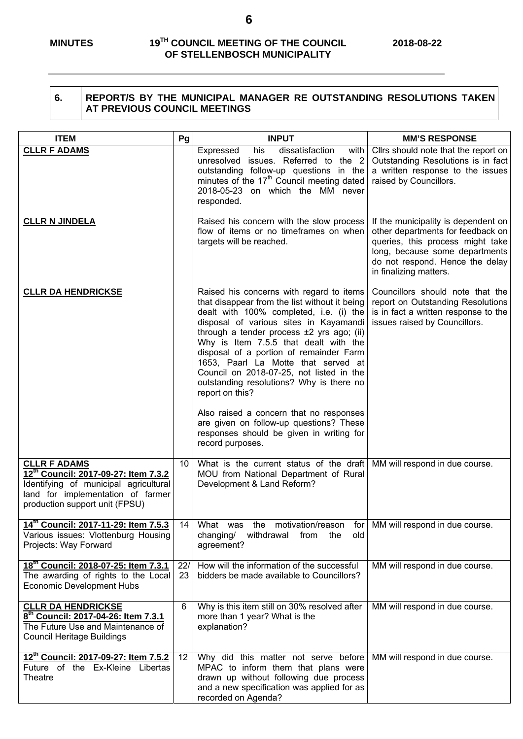## 6. REPORT/S BY THE MUNICIPAL MANAGER RE OUTSTANDING RESOLUTIONS TAKEN AT PREVIOUS COUNCIL MEETINGS

| ITEM | Pg | INPUT | MM'S RESPONSE |
|---|---|---|---|
| **CLLR F ADAMS** | | Expressed his dissatisfaction with unresolved issues. Referred to the 2 outstanding follow-up questions in the minutes of the 17th Council meeting dated 2018-05-23 on which the MM never responded. | Cllrs should note that the report on Outstanding Resolutions is in fact a written response to the issues raised by Councillors. |
| **CLLR N JINDELA** | | Raised his concern with the slow process flow of items or no timeframes on when targets will be reached. | If the municipality is dependent on other departments for feedback on queries, this process might take long, because some departments do not respond. Hence the delay in finalizing matters. |
| **CLLR DA HENDRICKSE** | | Raised his concerns with regard to items that disappear from the list without it being dealt with 100% completed, i.e. (i) the disposal of various sites in Kayamandi through a tender process ±2 yrs ago; (ii) Why is Item 7.5.5 that dealt with the disposal of a portion of remainder Farm 1653, Paarl La Motte that served at Council on 2018-07-25, not listed in the outstanding resolutions? Why is there no report on this?<br><br>Also raised a concern that no responses are given on follow-up questions? These responses should be given in writing for record purposes. | Councillors should note that the report on Outstanding Resolutions is in fact a written response to the issues raised by Councillors. |
| **CLLR F ADAMS**<br>**12th Council: 2017-09-27: Item 7.3.2**<br>Identifying of municipal agricultural land for implementation of farmer production support unit (FPSU) | 10 | What is the current status of the draft MOU from National Department of Rural Development & Land Reform? | MM will respond in due course. |
| **14th Council: 2017-11-29: Item 7.5.3**<br>Various issues: Vlottenburg Housing Projects: Way Forward | 14 | What was the motivation/reason for changing/ withdrawal from the old agreement? | MM will respond in due course. |
| **18th Council: 2018-07-25: Item 7.3.1**<br>The awarding of rights to the Local Economic Development Hubs | 22/ 23 | How will the information of the successful bidders be made available to Councillors? | MM will respond in due course. |
| **CLLR DA HENDRICKSE**<br>**8th Council: 2017-04-26: Item 7.3.1**<br>The Future Use and Maintenance of Council Heritage Buildings | 6 | Why is this item still on 30% resolved after more than 1 year? What is the explanation? | MM will respond in due course. |
| **12th Council: 2017-09-27: Item 7.5.2**<br>Future of the Ex-Kleine Libertas Theatre | 12 | Why did this matter not serve before MPAC to inform them that plans were drawn up without following due process and a new specification was applied for as recorded on Agenda? | MM will respond in due course. |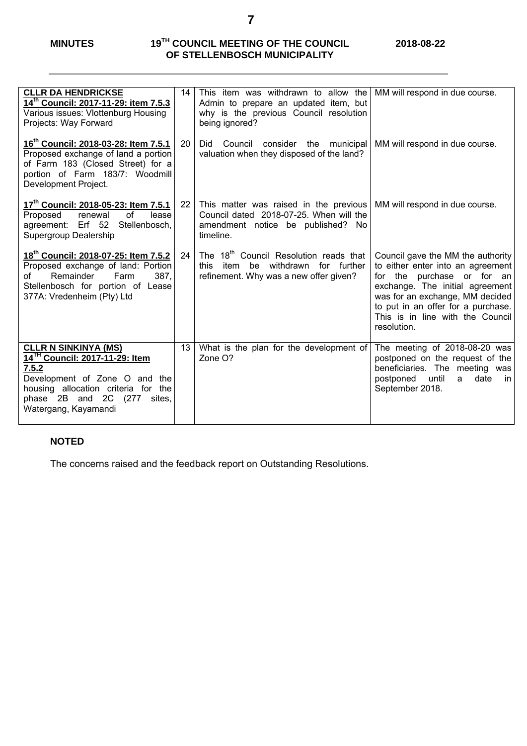| | | | |
|---|---|---|---|
| **CLLR DA HENDRICKSE**<br>**14th Council: 2017-11-29: item 7.5.3**<br>Various issues: Vlottenburg Housing Projects: Way Forward | 14 | This item was withdrawn to allow the Admin to prepare an updated item, but why is the previous Council resolution being ignored? | MM will respond in due course. |
| **16th Council: 2018-03-28: Item 7.5.1**<br>Proposed exchange of land a portion of Farm 183 (Closed Street) for a portion of Farm 183/7: Woodmill Development Project. | 20 | Did Council consider the municipal valuation when they disposed of the land? | MM will respond in due course. |
| **17th Council: 2018-05-23: Item 7.5.1**<br>Proposed renewal of lease agreement: Erf 52 Stellenbosch, Supergroup Dealership | 22 | This matter was raised in the previous Council dated 2018-07-25. When will the amendment notice be published? No timeline. | MM will respond in due course. |
| **18th Council: 2018-07-25: Item 7.5.2**<br>Proposed exchange of land: Portion of Remainder Farm 387, Stellenbosch for portion of Lease 377A: Vredenheim (Pty) Ltd | 24 | The 18th Council Resolution reads that this item be withdrawn for further refinement. Why was a new offer given? | Council gave the MM the authority to either enter into an agreement for the purchase or for an exchange. The initial agreement was for an exchange, MM decided to put in an offer for a purchase. This is in line with the Council resolution. |
| **CLLR N SINKINYA (MS)**<br>**14TH Council: 2017-11-29: Item 7.5.2**<br>Development of Zone O and the housing allocation criteria for the phase 2B and 2C (277 sites, Watergang, Kayamandi | 13 | What is the plan for the development of Zone O? | The meeting of 2018-08-20 was postponed on the request of the beneficiaries. The meeting was postponed until a date in September 2018. |

**NOTED**

The concerns raised and the feedback report on Outstanding Resolutions.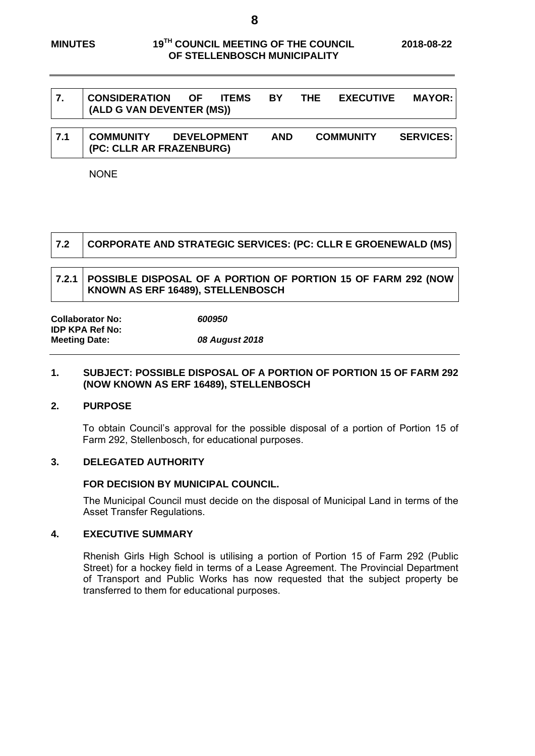## 7. CONSIDERATION OF ITEMS BY THE EXECUTIVE MAYOR: (ALD G VAN DEVENTER (MS))

### 7.1 COMMUNITY DEVELOPMENT AND COMMUNITY SERVICES: (PC: CLLR AR FRAZENBURG)

NONE

### 7.2 CORPORATE AND STRATEGIC SERVICES: (PC: CLLR E GROENEWALD (MS)

#### 7.2.1 POSSIBLE DISPOSAL OF A PORTION OF PORTION 15 OF FARM 292 (NOW KNOWN AS ERF 16489), STELLENBOSCH

**Collaborator No:** *600950*
**IDP KPA Ref No:**
**Meeting Date:** *08 August 2018*

**1. SUBJECT: POSSIBLE DISPOSAL OF A PORTION OF PORTION 15 OF FARM 292 (NOW KNOWN AS ERF 16489), STELLENBOSCH**

**2. PURPOSE**

To obtain Council's approval for the possible disposal of a portion of Portion 15 of Farm 292, Stellenbosch, for educational purposes.

**3. DELEGATED AUTHORITY**

**FOR DECISION BY MUNICIPAL COUNCIL.**

The Municipal Council must decide on the disposal of Municipal Land in terms of the Asset Transfer Regulations.

**4. EXECUTIVE SUMMARY**

Rhenish Girls High School is utilising a portion of Portion 15 of Farm 292 (Public Street) for a hockey field in terms of a Lease Agreement. The Provincial Department of Transport and Public Works has now requested that the subject property be transferred to them for educational purposes.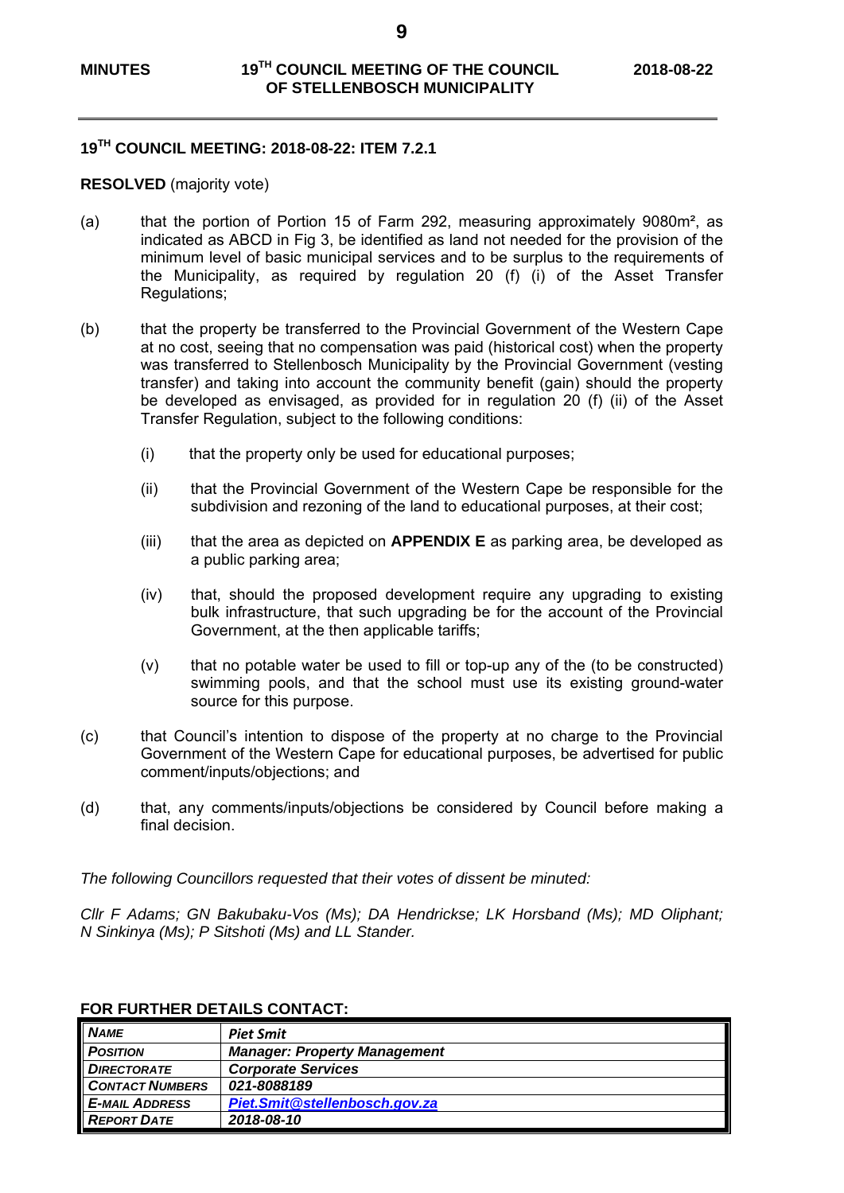## 19TH COUNCIL MEETING: 2018-08-22: ITEM 7.2.1

**RESOLVED** (majority vote)

(a) that the portion of Portion 15 of Farm 292, measuring approximately 9080m², as indicated as ABCD in Fig 3, be identified as land not needed for the provision of the minimum level of basic municipal services and to be surplus to the requirements of the Municipality, as required by regulation 20 (f) (i) of the Asset Transfer Regulations;

(b) that the property be transferred to the Provincial Government of the Western Cape at no cost, seeing that no compensation was paid (historical cost) when the property was transferred to Stellenbosch Municipality by the Provincial Government (vesting transfer) and taking into account the community benefit (gain) should the property be developed as envisaged, as provided for in regulation 20 (f) (ii) of the Asset Transfer Regulation, subject to the following conditions:

  (i) that the property only be used for educational purposes;

  (ii) that the Provincial Government of the Western Cape be responsible for the subdivision and rezoning of the land to educational purposes, at their cost;

  (iii) that the area as depicted on **APPENDIX E** as parking area, be developed as a public parking area;

  (iv) that, should the proposed development require any upgrading to existing bulk infrastructure, that such upgrading be for the account of the Provincial Government, at the then applicable tariffs;

  (v) that no potable water be used to fill or top-up any of the (to be constructed) swimming pools, and that the school must use its existing ground-water source for this purpose.

(c) that Council's intention to dispose of the property at no charge to the Provincial Government of the Western Cape for educational purposes, be advertised for public comment/inputs/objections; and

(d) that, any comments/inputs/objections be considered by Council before making a final decision.

*The following Councillors requested that their votes of dissent be minuted:*

*Cllr F Adams; GN Bakubaku-Vos (Ms); DA Hendrickse; LK Horsband (Ms); MD Oliphant; N Sinkinya (Ms); P Sitshoti (Ms) and LL Stander.*

**FOR FURTHER DETAILS CONTACT:**

| | |
|---|---|
| ***NAME*** | ***Piet Smit*** |
| ***POSITION*** | ***Manager: Property Management*** |
| ***DIRECTORATE*** | ***Corporate Services*** |
| ***CONTACT NUMBERS*** | ***021-8088189*** |
| ***E-MAIL ADDRESS*** | ***Piet.Smit@stellenbosch.gov.za*** |
| ***REPORT DATE*** | ***2018-08-10*** |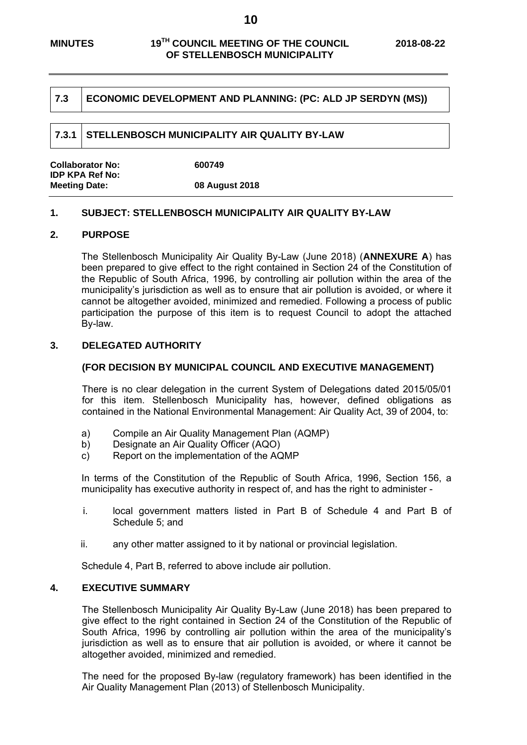## 7.3 ECONOMIC DEVELOPMENT AND PLANNING: (PC: ALD JP SERDYN (MS))

### 7.3.1 STELLENBOSCH MUNICIPALITY AIR QUALITY BY-LAW

**Collaborator No:** 600749
**IDP KPA Ref No:**
**Meeting Date:** 08 August 2018

**1. SUBJECT: STELLENBOSCH MUNICIPALITY AIR QUALITY BY-LAW**

**2. PURPOSE**

The Stellenbosch Municipality Air Quality By-Law (June 2018) (**ANNEXURE A**) has been prepared to give effect to the right contained in Section 24 of the Constitution of the Republic of South Africa, 1996, by controlling air pollution within the area of the municipality's jurisdiction as well as to ensure that air pollution is avoided, or where it cannot be altogether avoided, minimized and remedied. Following a process of public participation the purpose of this item is to request Council to adopt the attached By-law.

**3. DELEGATED AUTHORITY**

**(FOR DECISION BY MUNICIPAL COUNCIL AND EXECUTIVE MANAGEMENT)**

There is no clear delegation in the current System of Delegations dated 2015/05/01 for this item. Stellenbosch Municipality has, however, defined obligations as contained in the National Environmental Management: Air Quality Act, 39 of 2004, to:

a) Compile an Air Quality Management Plan (AQMP)
b) Designate an Air Quality Officer (AQO)
c) Report on the implementation of the AQMP

In terms of the Constitution of the Republic of South Africa, 1996, Section 156, a municipality has executive authority in respect of, and has the right to administer -

i. local government matters listed in Part B of Schedule 4 and Part B of Schedule 5; and

ii. any other matter assigned to it by national or provincial legislation.

Schedule 4, Part B, referred to above include air pollution.

**4. EXECUTIVE SUMMARY**

The Stellenbosch Municipality Air Quality By-Law (June 2018) has been prepared to give effect to the right contained in Section 24 of the Constitution of the Republic of South Africa, 1996 by controlling air pollution within the area of the municipality's jurisdiction as well as to ensure that air pollution is avoided, or where it cannot be altogether avoided, minimized and remedied.

The need for the proposed By-law (regulatory framework) has been identified in the Air Quality Management Plan (2013) of Stellenbosch Municipality.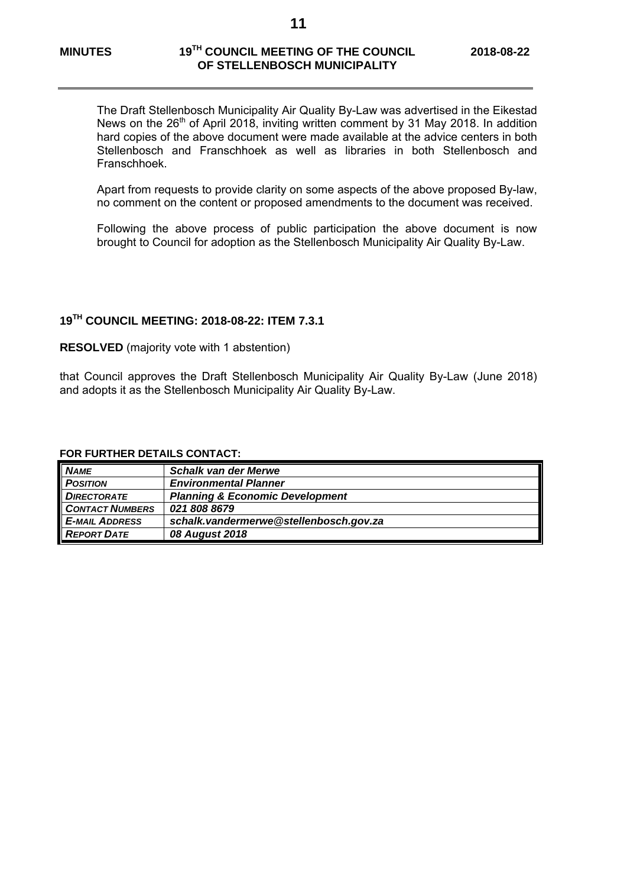The Draft Stellenbosch Municipality Air Quality By-Law was advertised in the Eikestad News on the 26th of April 2018, inviting written comment by 31 May 2018. In addition hard copies of the above document were made available at the advice centers in both Stellenbosch and Franschhoek as well as libraries in both Stellenbosch and Franschhoek.

Apart from requests to provide clarity on some aspects of the above proposed By-law, no comment on the content or proposed amendments to the document was received.

Following the above process of public participation the above document is now brought to Council for adoption as the Stellenbosch Municipality Air Quality By-Law.

## 19TH COUNCIL MEETING: 2018-08-22: ITEM 7.3.1

**RESOLVED** (majority vote with 1 abstention)

that Council approves the Draft Stellenbosch Municipality Air Quality By-Law (June 2018) and adopts it as the Stellenbosch Municipality Air Quality By-Law.

**FOR FURTHER DETAILS CONTACT:**

| | |
|---|---|
| ***NAME*** | ***Schalk van der Merwe*** |
| ***POSITION*** | ***Environmental Planner*** |
| ***DIRECTORATE*** | ***Planning & Economic Development*** |
| ***CONTACT NUMBERS*** | ***021 808 8679*** |
| ***E-MAIL ADDRESS*** | ***schalk.vandermerwe@stellenbosch.gov.za*** |
| ***REPORT DATE*** | ***08 August 2018*** |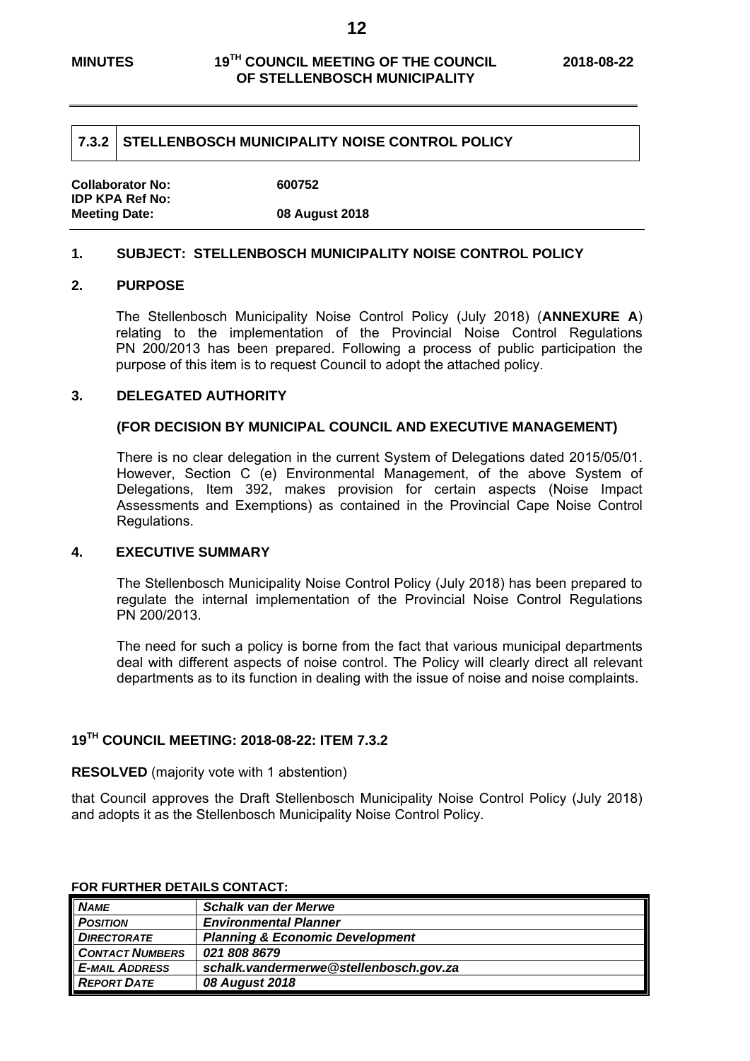## 7.3.2 STELLENBOSCH MUNICIPALITY NOISE CONTROL POLICY

**Collaborator No:** 600752
**IDP KPA Ref No:**
**Meeting Date:** 08 August 2018

### 1. SUBJECT: STELLENBOSCH MUNICIPALITY NOISE CONTROL POLICY

### 2. PURPOSE

The Stellenbosch Municipality Noise Control Policy (July 2018) (**ANNEXURE A**) relating to the implementation of the Provincial Noise Control Regulations PN 200/2013 has been prepared. Following a process of public participation the purpose of this item is to request Council to adopt the attached policy.

### 3. DELEGATED AUTHORITY

**(FOR DECISION BY MUNICIPAL COUNCIL AND EXECUTIVE MANAGEMENT)**

There is no clear delegation in the current System of Delegations dated 2015/05/01. However, Section C (e) Environmental Management, of the above System of Delegations, Item 392, makes provision for certain aspects (Noise Impact Assessments and Exemptions) as contained in the Provincial Cape Noise Control Regulations.

### 4. EXECUTIVE SUMMARY

The Stellenbosch Municipality Noise Control Policy (July 2018) has been prepared to regulate the internal implementation of the Provincial Noise Control Regulations PN 200/2013.

The need for such a policy is borne from the fact that various municipal departments deal with different aspects of noise control. The Policy will clearly direct all relevant departments as to its function in dealing with the issue of noise and noise complaints.

### 19TH COUNCIL MEETING: 2018-08-22: ITEM 7.3.2

**RESOLVED** (majority vote with 1 abstention)

that Council approves the Draft Stellenbosch Municipality Noise Control Policy (July 2018) and adopts it as the Stellenbosch Municipality Noise Control Policy.

**FOR FURTHER DETAILS CONTACT:**

| | |
|---|---|
| *NAME* | *Schalk van der Merwe* |
| *POSITION* | *Environmental Planner* |
| *DIRECTORATE* | *Planning & Economic Development* |
| *CONTACT NUMBERS* | *021 808 8679* |
| *E-MAIL ADDRESS* | *schalk.vandermerwe@stellenbosch.gov.za* |
| *REPORT DATE* | *08 August 2018* |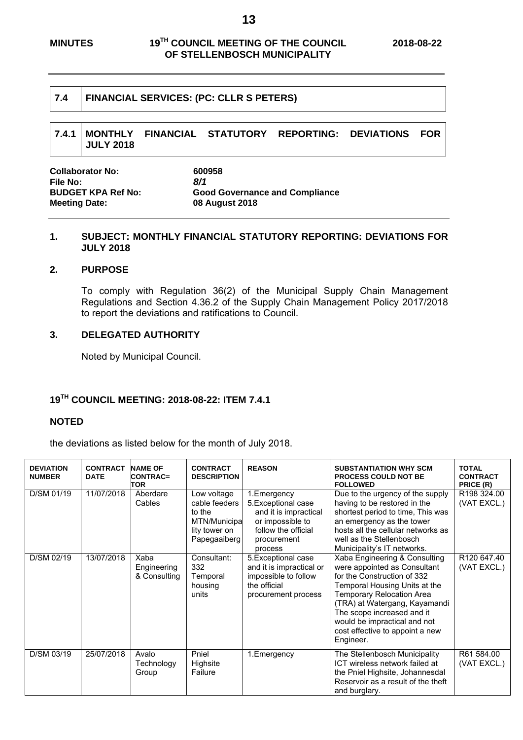| 7.4 | FINANCIAL SERVICES: (PC: CLLR S PETERS) |
|---|---|

| 7.4.1 | MONTHLY FINANCIAL STATUTORY REPORTING: DEVIATIONS FOR JULY 2018 |
|---|---|

**Collaborator No:** **600958**
**File No:** ***8/1***
**BUDGET KPA Ref No:** **Good Governance and Compliance**
**Meeting Date:** **08 August 2018**

## 1. SUBJECT: MONTHLY FINANCIAL STATUTORY REPORTING: DEVIATIONS FOR JULY 2018

## 2. PURPOSE

To comply with Regulation 36(2) of the Municipal Supply Chain Management Regulations and Section 4.36.2 of the Supply Chain Management Policy 2017/2018 to report the deviations and ratifications to Council.

## 3. DELEGATED AUTHORITY

Noted by Municipal Council.

## 19[TH] COUNCIL MEETING: 2018-08-22: ITEM 7.4.1

**NOTED**

the deviations as listed below for the month of July 2018.

| DEVIATION NUMBER | CONTRACT DATE | NAME OF CONTRAC=TOR | CONTRACT DESCRIPTION | REASON | SUBSTANTIATION WHY SCM PROCESS COULD NOT BE FOLLOWED | TOTAL CONTRACT PRICE (R) |
|---|---|---|---|---|---|---|
| D/SM 01/19 | 11/07/2018 | Aberdare Cables | Low voltage cable feeders to the MTN/Municipality tower on Papegaaiberg | 1.Emergency<br>5.Exceptional case and it is impractical or impossible to follow the official procurement process | Due to the urgency of the supply having to be restored in the shortest period to time, This was an emergency as the tower hosts all the cellular networks as well as the Stellenbosch Municipality's IT networks. | R198 324.00 (VAT EXCL.) |
| D/SM 02/19 | 13/07/2018 | Xaba Engineering & Consulting | Consultant: 332 Temporal housing units | 5.Exceptional case and it is impractical or impossible to follow the official procurement process | Xaba Engineering & Consulting were appointed as Consultant for the Construction of 332 Temporal Housing Units at the Temporary Relocation Area (TRA) at Watergang, Kayamandi The scope increased and it would be impractical and not cost effective to appoint a new Engineer. | R120 647.40 (VAT EXCL.) |
| D/SM 03/19 | 25/07/2018 | Avalo Technology Group | Pniel Highsite Failure | 1.Emergency | The Stellenbosch Municipality ICT wireless network failed at the Pniel Highsite, Johannesdal Reservoir as a result of the theft and burglary. | R61 584.00 (VAT EXCL.) |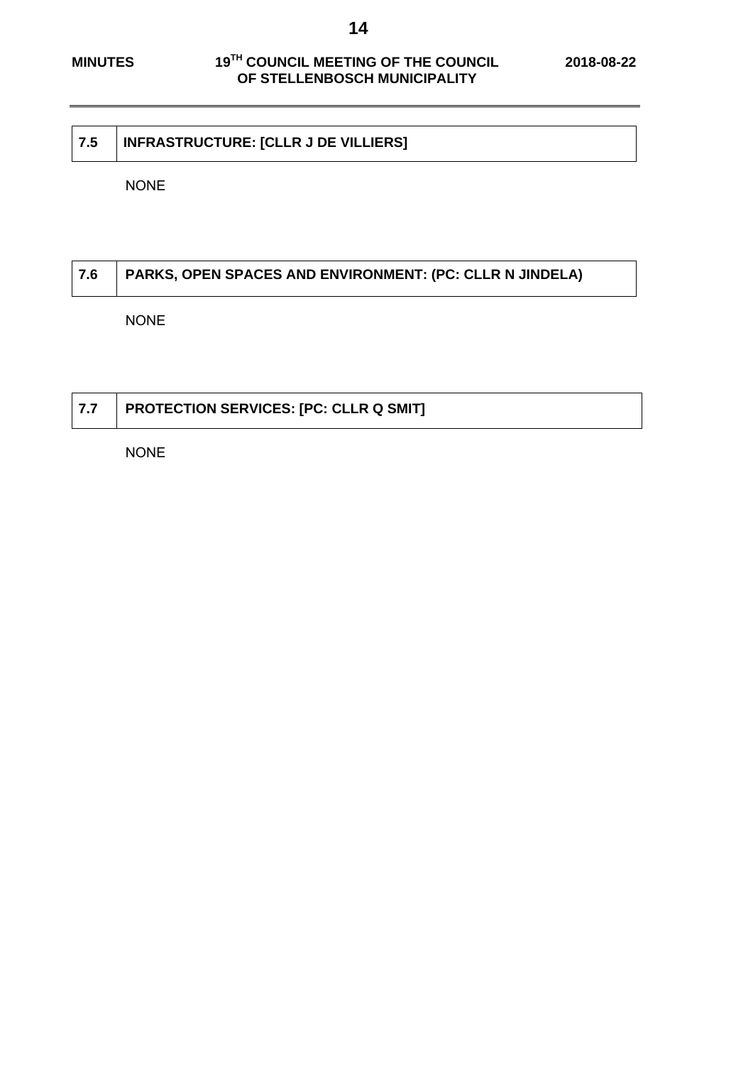## 7.5 INFRASTRUCTURE: [CLLR J DE VILLIERS]

NONE

## 7.6 PARKS, OPEN SPACES AND ENVIRONMENT: (PC: CLLR N JINDELA)

NONE

## 7.7 PROTECTION SERVICES: [PC: CLLR Q SMIT]

NONE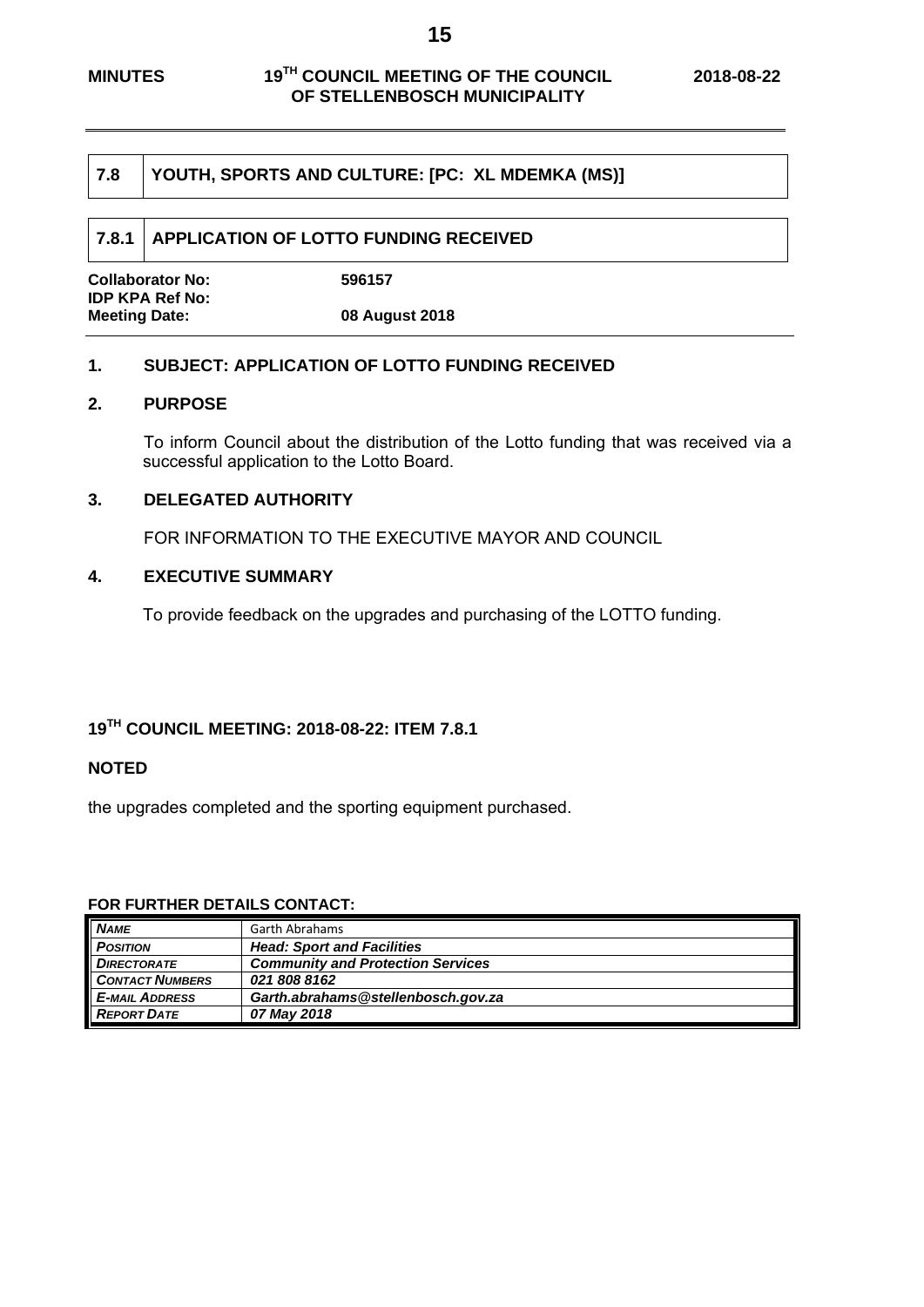| 7.8 | YOUTH, SPORTS AND CULTURE: [PC: XL MDEMKA (MS)] |
|---|---|

| 7.8.1 | APPLICATION OF LOTTO FUNDING RECEIVED |
|---|---|

**Collaborator No:** **596157**
**IDP KPA Ref No:**
**Meeting Date:** **08 August 2018**

## 1. SUBJECT: APPLICATION OF LOTTO FUNDING RECEIVED

## 2. PURPOSE

To inform Council about the distribution of the Lotto funding that was received via a successful application to the Lotto Board.

## 3. DELEGATED AUTHORITY

FOR INFORMATION TO THE EXECUTIVE MAYOR AND COUNCIL

## 4. EXECUTIVE SUMMARY

To provide feedback on the upgrades and purchasing of the LOTTO funding.

## 19TH COUNCIL MEETING: 2018-08-22: ITEM 7.8.1

**NOTED**

the upgrades completed and the sporting equipment purchased.

**FOR FURTHER DETAILS CONTACT:**

| | |
|---|---|
| ***NAME*** | Garth Abrahams |
| ***POSITION*** | ***Head: Sport and Facilities*** |
| ***DIRECTORATE*** | ***Community and Protection Services*** |
| ***CONTACT NUMBERS*** | ***021 808 8162*** |
| ***E-MAIL ADDRESS*** | ***Garth.abrahams@stellenbosch.gov.za*** |
| ***REPORT DATE*** | ***07 May 2018*** |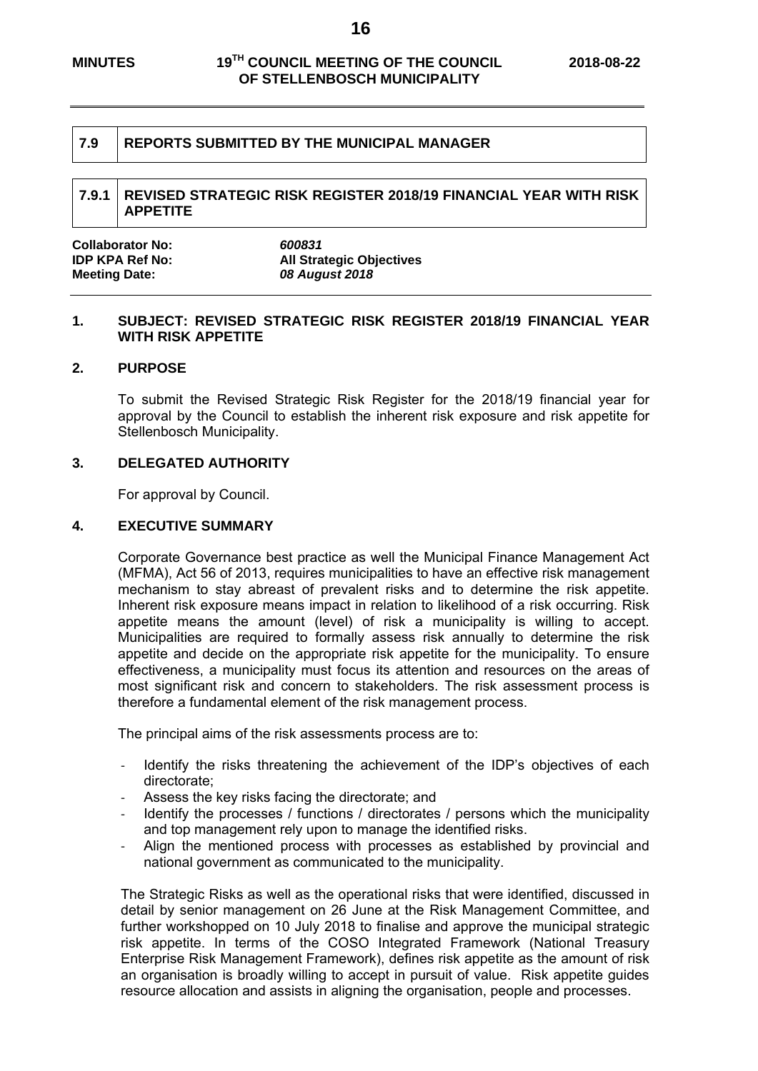## 7.9 REPORTS SUBMITTED BY THE MUNICIPAL MANAGER

### 7.9.1 REVISED STRATEGIC RISK REGISTER 2018/19 FINANCIAL YEAR WITH RISK APPETITE

**Collaborator No:** *600831*
**IDP KPA Ref No:** **All Strategic Objectives**
**Meeting Date:** *08 August 2018*

**1. SUBJECT: REVISED STRATEGIC RISK REGISTER 2018/19 FINANCIAL YEAR WITH RISK APPETITE**

**2. PURPOSE**

To submit the Revised Strategic Risk Register for the 2018/19 financial year for approval by the Council to establish the inherent risk exposure and risk appetite for Stellenbosch Municipality.

**3. DELEGATED AUTHORITY**

For approval by Council.

**4. EXECUTIVE SUMMARY**

Corporate Governance best practice as well the Municipal Finance Management Act (MFMA), Act 56 of 2013, requires municipalities to have an effective risk management mechanism to stay abreast of prevalent risks and to determine the risk appetite. Inherent risk exposure means impact in relation to likelihood of a risk occurring. Risk appetite means the amount (level) of risk a municipality is willing to accept. Municipalities are required to formally assess risk annually to determine the risk appetite and decide on the appropriate risk appetite for the municipality. To ensure effectiveness, a municipality must focus its attention and resources on the areas of most significant risk and concern to stakeholders. The risk assessment process is therefore a fundamental element of the risk management process.

The principal aims of the risk assessments process are to:

- Identify the risks threatening the achievement of the IDP's objectives of each directorate;
- Assess the key risks facing the directorate; and
- Identify the processes / functions / directorates / persons which the municipality and top management rely upon to manage the identified risks.
- Align the mentioned process with processes as established by provincial and national government as communicated to the municipality.

The Strategic Risks as well as the operational risks that were identified, discussed in detail by senior management on 26 June at the Risk Management Committee, and further workshopped on 10 July 2018 to finalise and approve the municipal strategic risk appetite. In terms of the COSO Integrated Framework (National Treasury Enterprise Risk Management Framework), defines risk appetite as the amount of risk an organisation is broadly willing to accept in pursuit of value. Risk appetite guides resource allocation and assists in aligning the organisation, people and processes.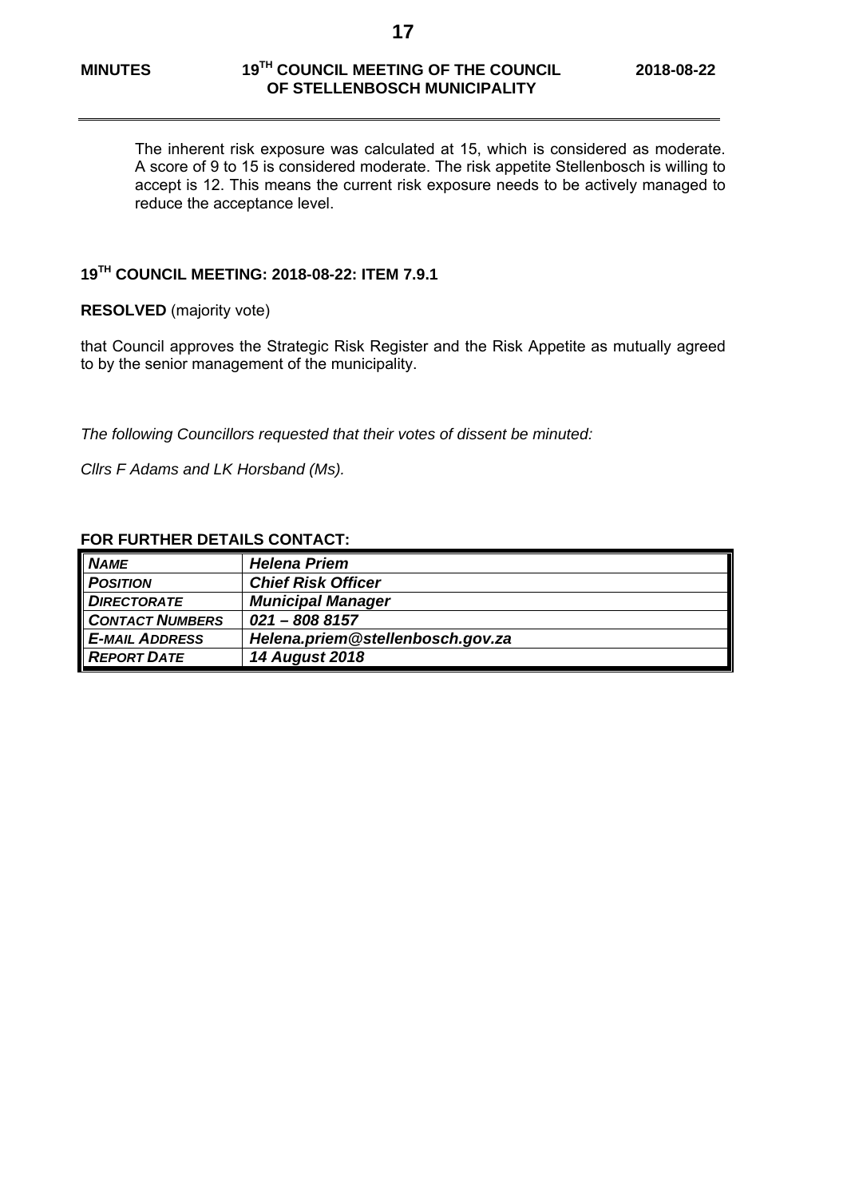The inherent risk exposure was calculated at 15, which is considered as moderate. A score of 9 to 15 is considered moderate. The risk appetite Stellenbosch is willing to accept is 12. This means the current risk exposure needs to be actively managed to reduce the acceptance level.

## 19TH COUNCIL MEETING: 2018-08-22: ITEM 7.9.1

**RESOLVED** (majority vote)

that Council approves the Strategic Risk Register and the Risk Appetite as mutually agreed to by the senior management of the municipality.

*The following Councillors requested that their votes of dissent be minuted:*

*Cllrs F Adams and LK Horsband (Ms).*

**FOR FURTHER DETAILS CONTACT:**

| | |
|---|---|
| ***NAME*** | ***Helena Priem*** |
| ***POSITION*** | ***Chief Risk Officer*** |
| ***DIRECTORATE*** | ***Municipal Manager*** |
| ***CONTACT NUMBERS*** | ***021 – 808 8157*** |
| ***E-MAIL ADDRESS*** | ***Helena.priem@stellenbosch.gov.za*** |
| ***REPORT DATE*** | ***14 August 2018*** |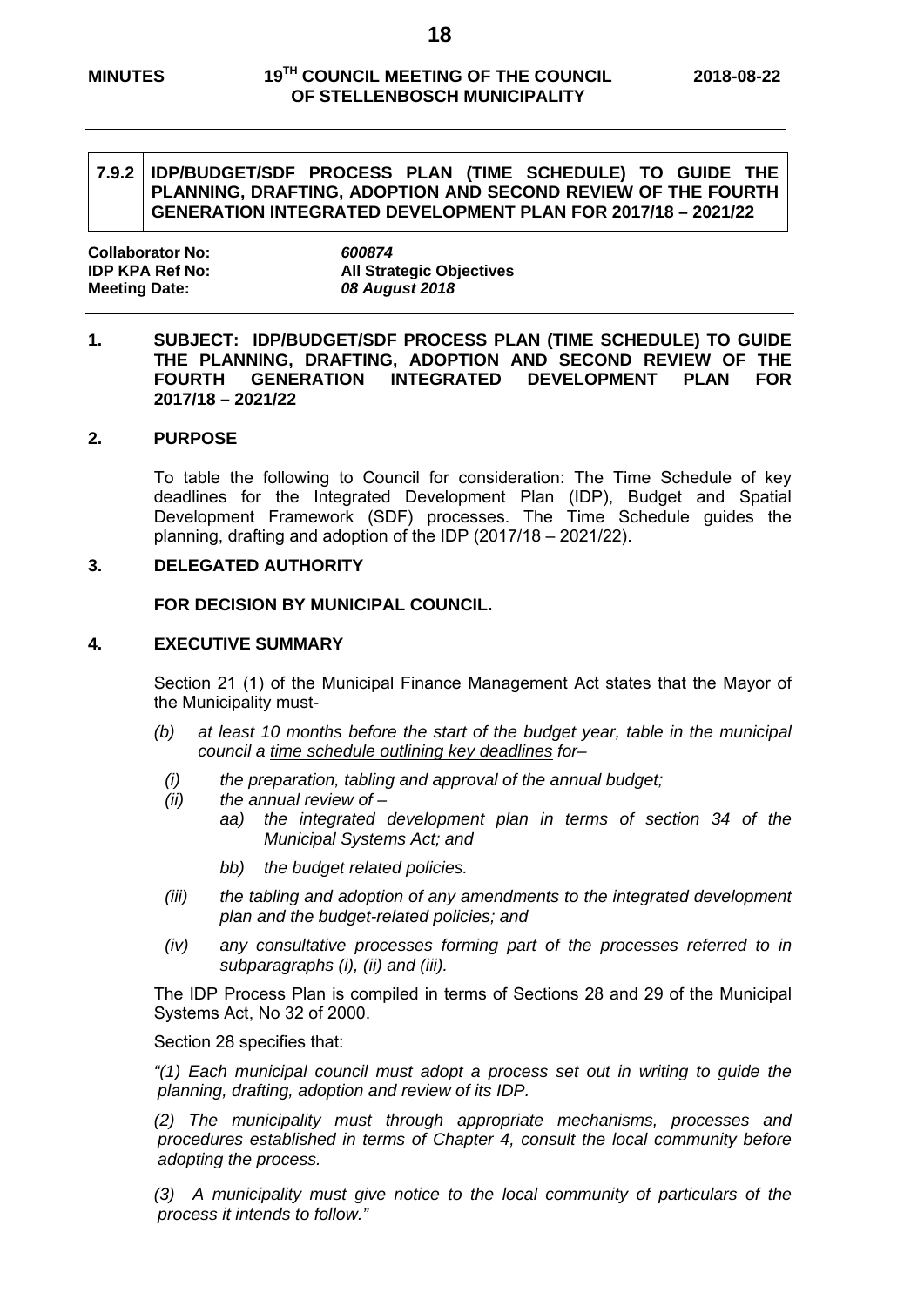## 7.9.2 IDP/BUDGET/SDF PROCESS PLAN (TIME SCHEDULE) TO GUIDE THE PLANNING, DRAFTING, ADOPTION AND SECOND REVIEW OF THE FOURTH GENERATION INTEGRATED DEVELOPMENT PLAN FOR 2017/18 – 2021/22

**Collaborator No:** *600874*
**IDP KPA Ref No:** **All Strategic Objectives**
**Meeting Date:** *08 August 2018*

### 1. SUBJECT: IDP/BUDGET/SDF PROCESS PLAN (TIME SCHEDULE) TO GUIDE THE PLANNING, DRAFTING, ADOPTION AND SECOND REVIEW OF THE FOURTH GENERATION INTEGRATED DEVELOPMENT PLAN FOR 2017/18 – 2021/22

### 2. PURPOSE

To table the following to Council for consideration: The Time Schedule of key deadlines for the Integrated Development Plan (IDP), Budget and Spatial Development Framework (SDF) processes. The Time Schedule guides the planning, drafting and adoption of the IDP (2017/18 – 2021/22).

### 3. DELEGATED AUTHORITY

**FOR DECISION BY MUNICIPAL COUNCIL.**

### 4. EXECUTIVE SUMMARY

Section 21 (1) of the Municipal Finance Management Act states that the Mayor of the Municipality must-

*(b) at least 10 months before the start of the budget year, table in the municipal council a <u>time schedule outlining key deadlines</u> for–*

- *(i) the preparation, tabling and approval of the annual budget;*
- *(ii) the annual review of –*
  - *aa) the integrated development plan in terms of section 34 of the Municipal Systems Act; and*
  - *bb) the budget related policies.*
- *(iii) the tabling and adoption of any amendments to the integrated development plan and the budget-related policies; and*
- *(iv) any consultative processes forming part of the processes referred to in subparagraphs (i), (ii) and (iii).*

The IDP Process Plan is compiled in terms of Sections 28 and 29 of the Municipal Systems Act, No 32 of 2000.

Section 28 specifies that:

*"(1) Each municipal council must adopt a process set out in writing to guide the planning, drafting, adoption and review of its IDP.*

*(2) The municipality must through appropriate mechanisms, processes and procedures established in terms of Chapter 4, consult the local community before adopting the process.*

*(3) A municipality must give notice to the local community of particulars of the process it intends to follow."*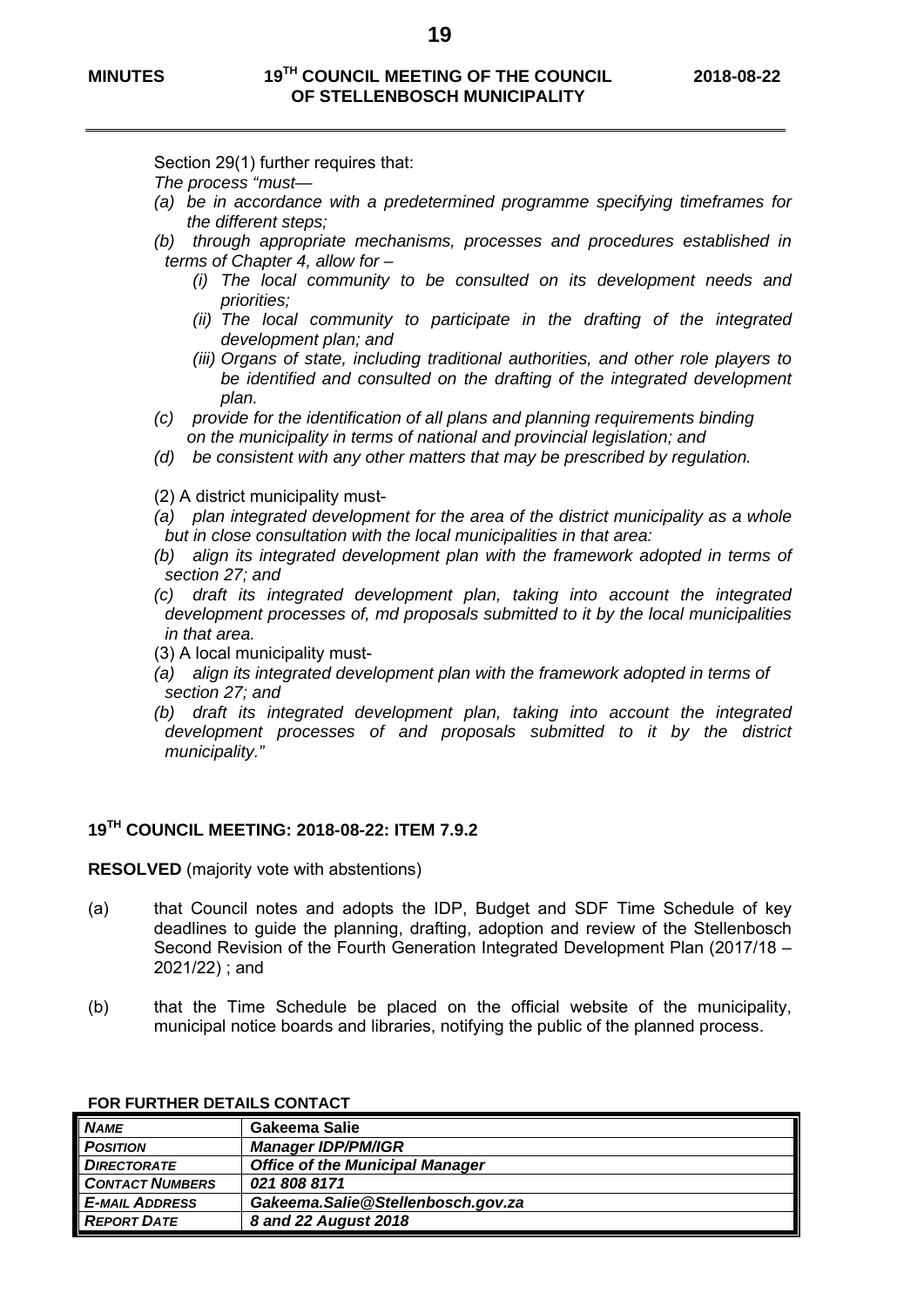Section 29(1) further requires that:

*The process "must—*

*(a) be in accordance with a predetermined programme specifying timeframes for the different steps;*

*(b) through appropriate mechanisms, processes and procedures established in terms of Chapter 4, allow for –*

*(i) The local community to be consulted on its development needs and priorities;*

*(ii) The local community to participate in the drafting of the integrated development plan; and*

*(iii) Organs of state, including traditional authorities, and other role players to be identified and consulted on the drafting of the integrated development plan.*

*(c) provide for the identification of all plans and planning requirements binding on the municipality in terms of national and provincial legislation; and*

*(d) be consistent with any other matters that may be prescribed by regulation.*

(2) A district municipality must-

*(a) plan integrated development for the area of the district municipality as a whole but in close consultation with the local municipalities in that area:*

*(b) align its integrated development plan with the framework adopted in terms of section 27; and*

*(c) draft its integrated development plan, taking into account the integrated development processes of, md proposals submitted to it by the local municipalities in that area.*

(3) A local municipality must-

*(a) align its integrated development plan with the framework adopted in terms of section 27; and*

*(b) draft its integrated development plan, taking into account the integrated development processes of and proposals submitted to it by the district municipality."*

## 19TH COUNCIL MEETING: 2018-08-22: ITEM 7.9.2

**RESOLVED** (majority vote with abstentions)

(a) that Council notes and adopts the IDP, Budget and SDF Time Schedule of key deadlines to guide the planning, drafting, adoption and review of the Stellenbosch Second Revision of the Fourth Generation Integrated Development Plan (2017/18 – 2021/22) ; and

(b) that the Time Schedule be placed on the official website of the municipality, municipal notice boards and libraries, notifying the public of the planned process.

**FOR FURTHER DETAILS CONTACT**

| | |
|---|---|
| ***NAME*** | **Gakeema Salie** |
| ***POSITION*** | ***Manager IDP/PM/IGR*** |
| ***DIRECTORATE*** | ***Office of the Municipal Manager*** |
| ***CONTACT NUMBERS*** | ***021 808 8171*** |
| ***E-MAIL ADDRESS*** | ***Gakeema.Salie@Stellenbosch.gov.za*** |
| ***REPORT DATE*** | ***8 and 22 August 2018*** |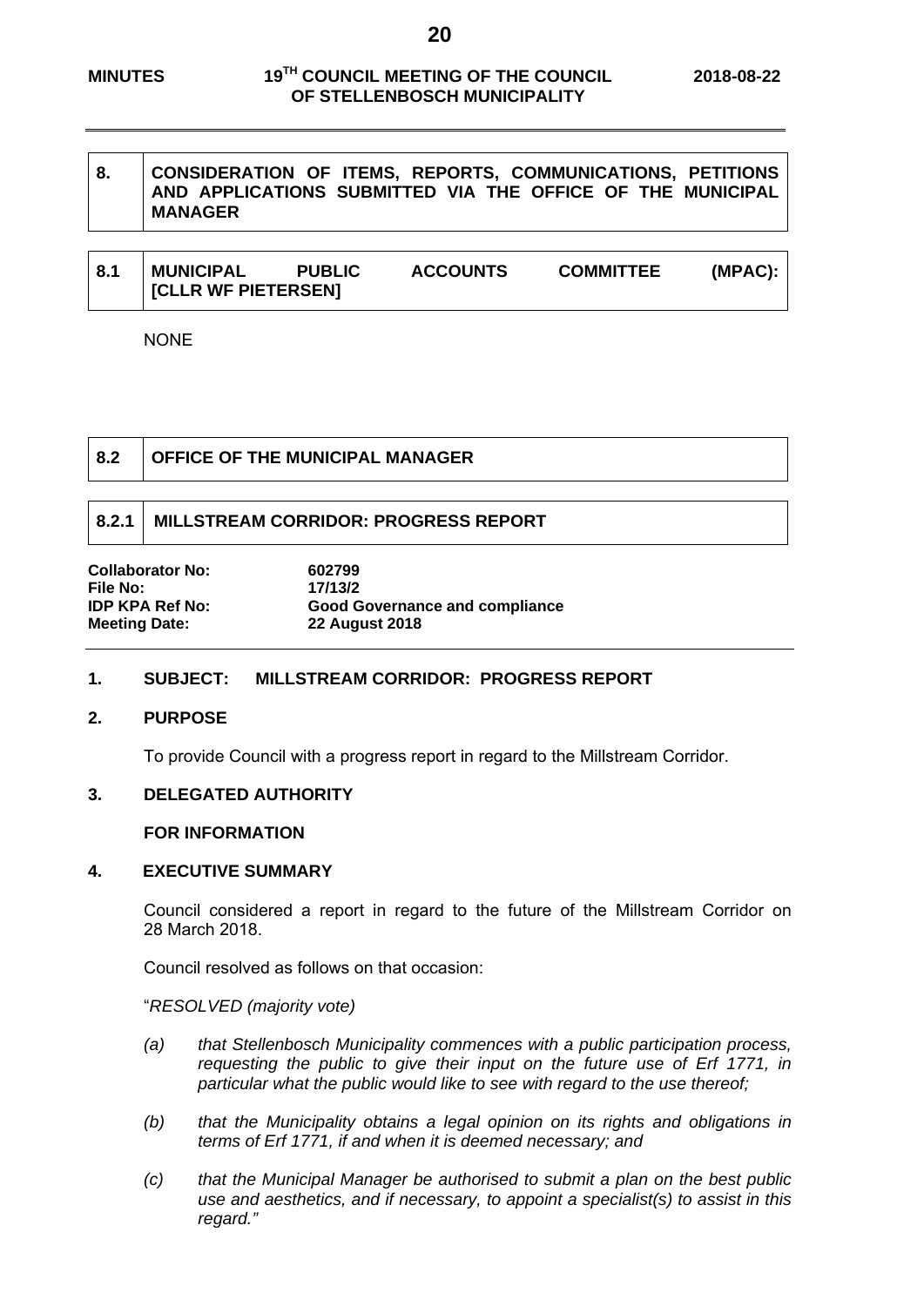## 8. CONSIDERATION OF ITEMS, REPORTS, COMMUNICATIONS, PETITIONS AND APPLICATIONS SUBMITTED VIA THE OFFICE OF THE MUNICIPAL MANAGER

## 8.1 MUNICIPAL PUBLIC ACCOUNTS COMMITTEE (MPAC): [CLLR WF PIETERSEN]

NONE

## 8.2 OFFICE OF THE MUNICIPAL MANAGER

### 8.2.1 MILLSTREAM CORRIDOR: PROGRESS REPORT

**Collaborator No:** **602799**
**File No:** **17/13/2**
**IDP KPA Ref No:** **Good Governance and compliance**
**Meeting Date:** **22 August 2018**

**1. SUBJECT: MILLSTREAM CORRIDOR: PROGRESS REPORT**

**2. PURPOSE**

To provide Council with a progress report in regard to the Millstream Corridor.

**3. DELEGATED AUTHORITY**

**FOR INFORMATION**

**4. EXECUTIVE SUMMARY**

Council considered a report in regard to the future of the Millstream Corridor on 28 March 2018.

Council resolved as follows on that occasion:

"*RESOLVED (majority vote)*

*(a) that Stellenbosch Municipality commences with a public participation process, requesting the public to give their input on the future use of Erf 1771, in particular what the public would like to see with regard to the use thereof;*

*(b) that the Municipality obtains a legal opinion on its rights and obligations in terms of Erf 1771, if and when it is deemed necessary; and*

*(c) that the Municipal Manager be authorised to submit a plan on the best public use and aesthetics, and if necessary, to appoint a specialist(s) to assist in this regard."*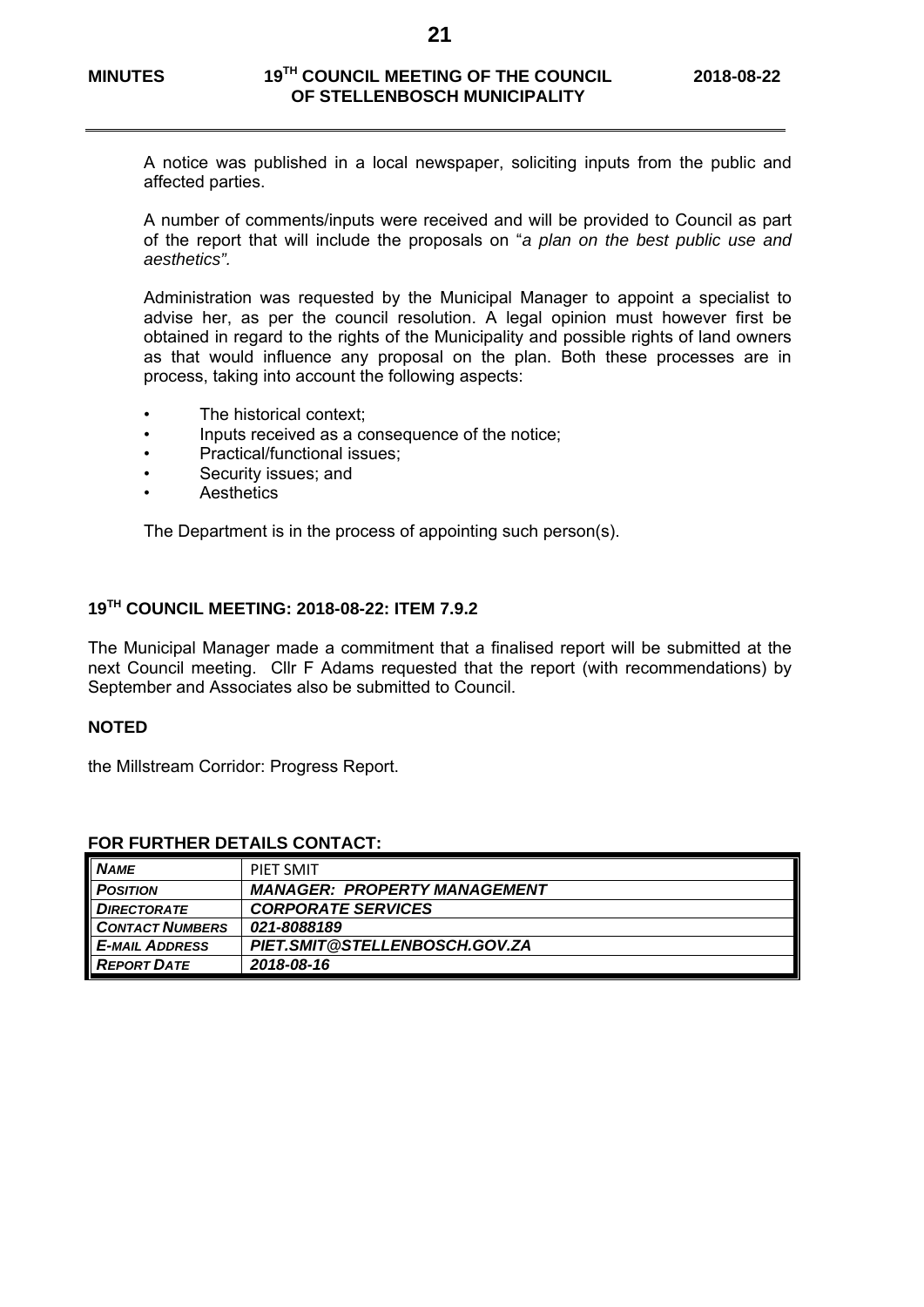A notice was published in a local newspaper, soliciting inputs from the public and affected parties.

A number of comments/inputs were received and will be provided to Council as part of the report that will include the proposals on "*a plan on the best public use and aesthetics*".

Administration was requested by the Municipal Manager to appoint a specialist to advise her, as per the council resolution. A legal opinion must however first be obtained in regard to the rights of the Municipality and possible rights of land owners as that would influence any proposal on the plan. Both these processes are in process, taking into account the following aspects:

- The historical context;
- Inputs received as a consequence of the notice;
- Practical/functional issues;
- Security issues; and
- Aesthetics

The Department is in the process of appointing such person(s).

## 19TH COUNCIL MEETING: 2018-08-22: ITEM 7.9.2

The Municipal Manager made a commitment that a finalised report will be submitted at the next Council meeting. Cllr F Adams requested that the report (with recommendations) by September and Associates also be submitted to Council.

**NOTED**

the Millstream Corridor: Progress Report.

**FOR FURTHER DETAILS CONTACT:**

| | |
|---|---|
| ***NAME*** | PIET SMIT |
| ***POSITION*** | ***MANAGER: PROPERTY MANAGEMENT*** |
| ***DIRECTORATE*** | ***CORPORATE SERVICES*** |
| ***CONTACT NUMBERS*** | ***021-8088189*** |
| ***E-MAIL ADDRESS*** | ***PIET.SMIT@STELLENBOSCH.GOV.ZA*** |
| ***REPORT DATE*** | ***2018-08-16*** |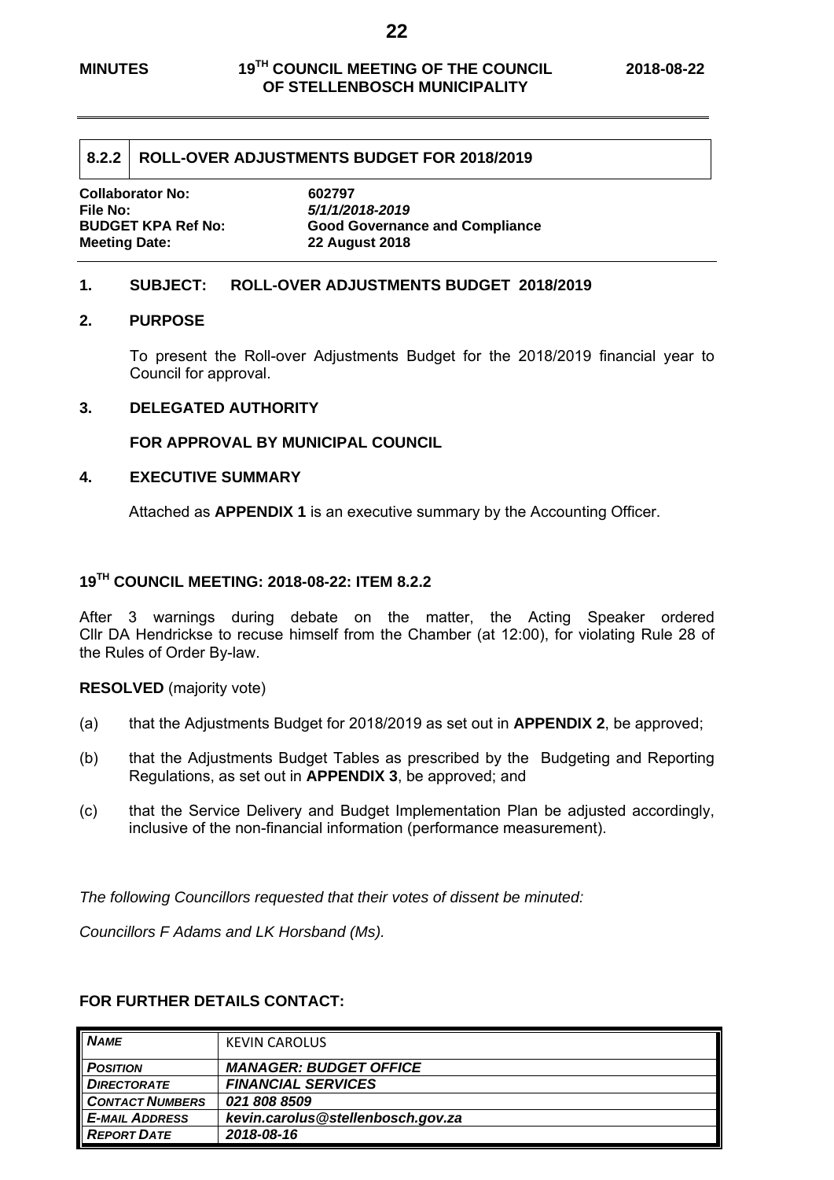## 8.2.2 ROLL-OVER ADJUSTMENTS BUDGET FOR 2018/2019

**Collaborator No:** 602797
**File No:** *5/1/1/2018-2019*
**BUDGET KPA Ref No:** Good Governance and Compliance
**Meeting Date:** 22 August 2018

### 1. SUBJECT: ROLL-OVER ADJUSTMENTS BUDGET 2018/2019

### 2. PURPOSE

To present the Roll-over Adjustments Budget for the 2018/2019 financial year to Council for approval.

### 3. DELEGATED AUTHORITY

**FOR APPROVAL BY MUNICIPAL COUNCIL**

### 4. EXECUTIVE SUMMARY

Attached as **APPENDIX 1** is an executive summary by the Accounting Officer.

### 19TH COUNCIL MEETING: 2018-08-22: ITEM 8.2.2

After 3 warnings during debate on the matter, the Acting Speaker ordered Cllr DA Hendrickse to recuse himself from the Chamber (at 12:00), for violating Rule 28 of the Rules of Order By-law.

**RESOLVED** (majority vote)

(a) that the Adjustments Budget for 2018/2019 as set out in **APPENDIX 2**, be approved;

(b) that the Adjustments Budget Tables as prescribed by the Budgeting and Reporting Regulations, as set out in **APPENDIX 3**, be approved; and

(c) that the Service Delivery and Budget Implementation Plan be adjusted accordingly, inclusive of the non-financial information (performance measurement).

*The following Councillors requested that their votes of dissent be minuted:*

*Councillors F Adams and LK Horsband (Ms).*

**FOR FURTHER DETAILS CONTACT:**

| | |
|---|---|
| *NAME* | KEVIN CAROLUS |
| *POSITION* | ***MANAGER: BUDGET OFFICE*** |
| *DIRECTORATE* | ***FINANCIAL SERVICES*** |
| *CONTACT NUMBERS* | ***021 808 8509*** |
| *E-MAIL ADDRESS* | ***kevin.carolus@stellenbosch.gov.za*** |
| *REPORT DATE* | ***2018-08-16*** |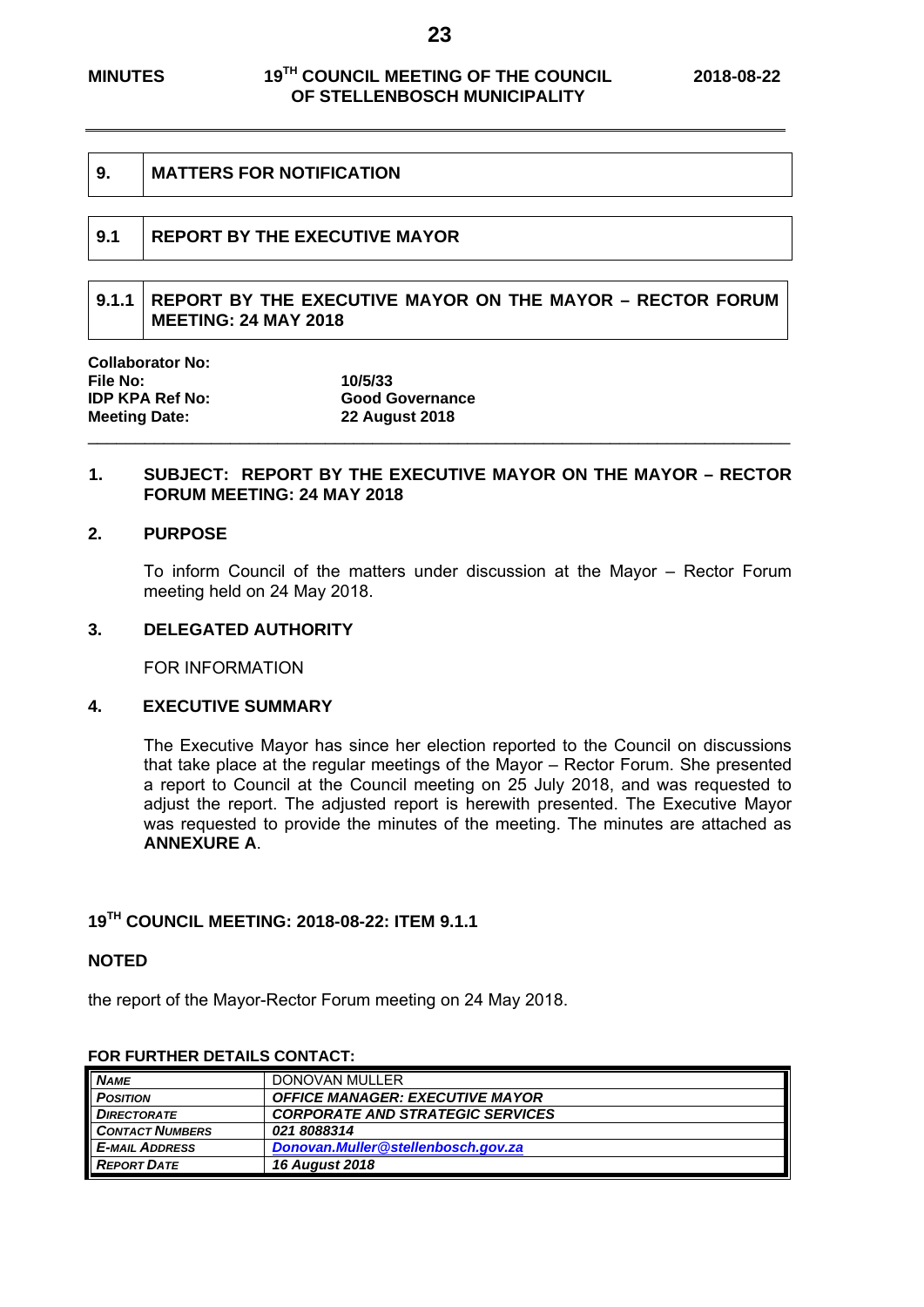## 9. MATTERS FOR NOTIFICATION

### 9.1 REPORT BY THE EXECUTIVE MAYOR

#### 9.1.1 REPORT BY THE EXECUTIVE MAYOR ON THE MAYOR – RECTOR FORUM MEETING: 24 MAY 2018

| | |
|---|---|
| **Collaborator No:** | |
| **File No:** | **10/5/33** |
| **IDP KPA Ref No:** | **Good Governance** |
| **Meeting Date:** | **22 August 2018** |

**1. SUBJECT: REPORT BY THE EXECUTIVE MAYOR ON THE MAYOR – RECTOR FORUM MEETING: 24 MAY 2018**

**2. PURPOSE**

To inform Council of the matters under discussion at the Mayor – Rector Forum meeting held on 24 May 2018.

**3. DELEGATED AUTHORITY**

FOR INFORMATION

**4. EXECUTIVE SUMMARY**

The Executive Mayor has since her election reported to the Council on discussions that take place at the regular meetings of the Mayor – Rector Forum. She presented a report to Council at the Council meeting on 25 July 2018, and was requested to adjust the report. The adjusted report is herewith presented. The Executive Mayor was requested to provide the minutes of the meeting. The minutes are attached as **ANNEXURE A**.

**19TH COUNCIL MEETING: 2018-08-22: ITEM 9.1.1**

**NOTED**

the report of the Mayor-Rector Forum meeting on 24 May 2018.

**FOR FURTHER DETAILS CONTACT:**

| | |
|---|---|
| ***NAME*** | DONOVAN MULLER |
| ***POSITION*** | ***OFFICE MANAGER: EXECUTIVE MAYOR*** |
| ***DIRECTORATE*** | ***CORPORATE AND STRATEGIC SERVICES*** |
| ***CONTACT NUMBERS*** | ***021 8088314*** |
| ***E-MAIL ADDRESS*** | ***Donovan.Muller@stellenbosch.gov.za*** |
| ***REPORT DATE*** | ***16 August 2018*** |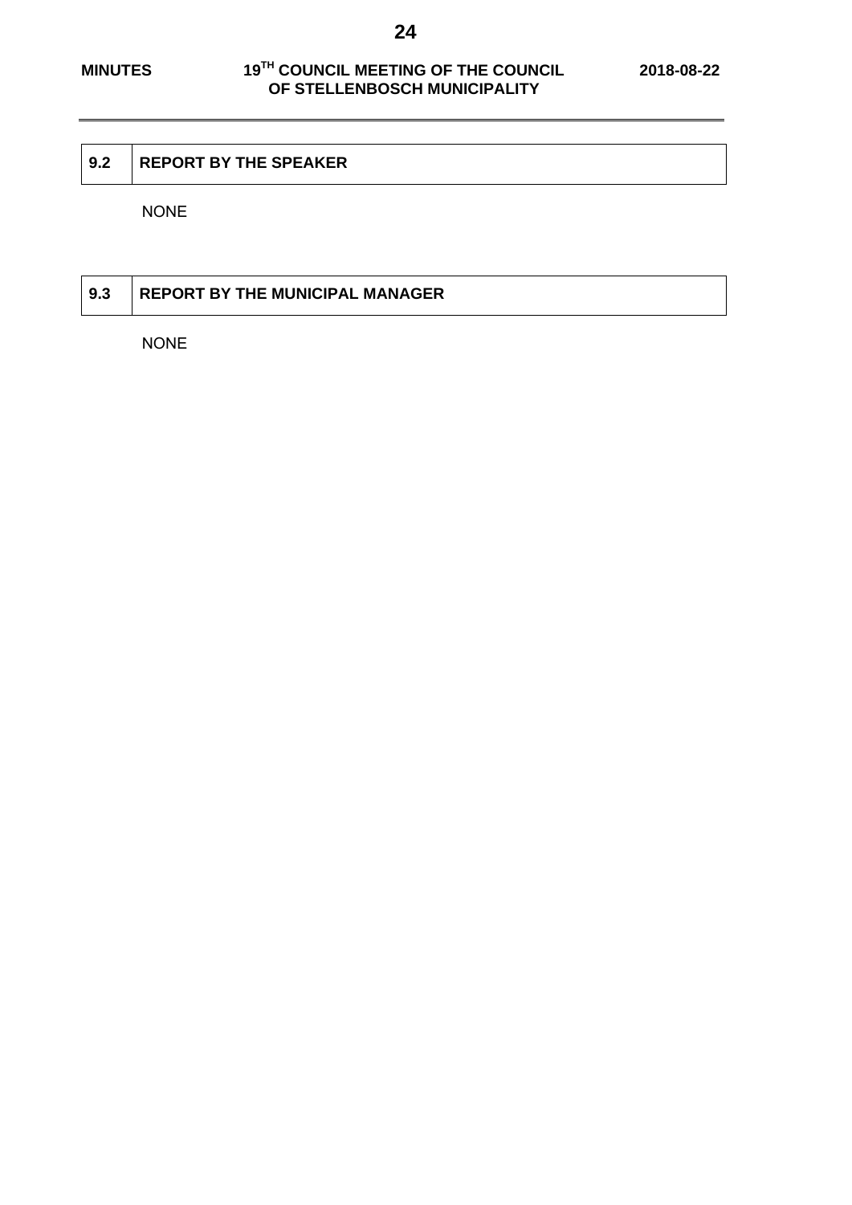## 9.2 REPORT BY THE SPEAKER

NONE

## 9.3 REPORT BY THE MUNICIPAL MANAGER

NONE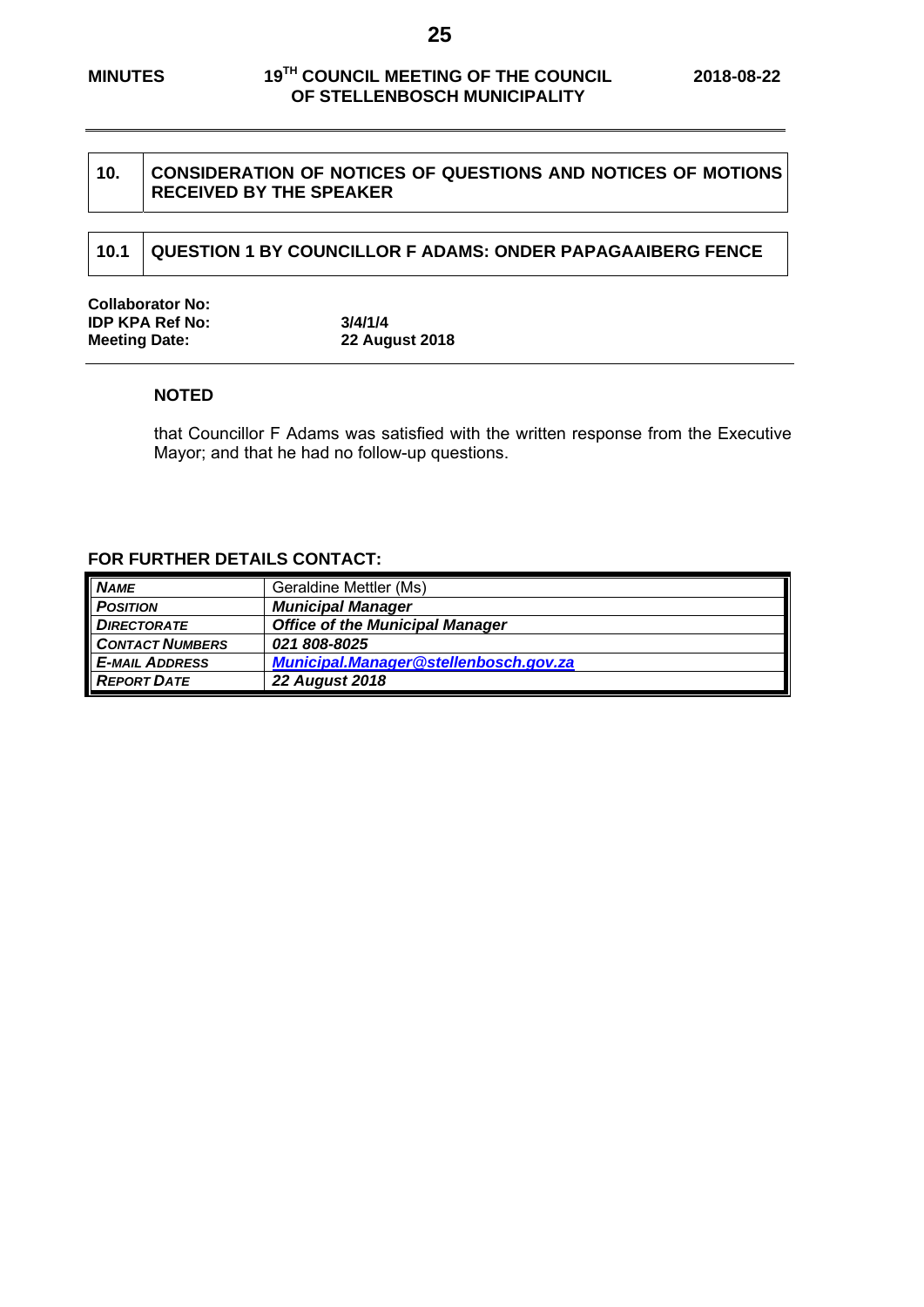## 10. CONSIDERATION OF NOTICES OF QUESTIONS AND NOTICES OF MOTIONS RECEIVED BY THE SPEAKER

### 10.1 QUESTION 1 BY COUNCILLOR F ADAMS: ONDER PAPAGAAIBERG FENCE

**Collaborator No:**
**IDP KPA Ref No:** **3/4/1/4**
**Meeting Date:** **22 August 2018**

**NOTED**

that Councillor F Adams was satisfied with the written response from the Executive Mayor; and that he had no follow-up questions.

**FOR FURTHER DETAILS CONTACT:**

| | |
|---|---|
| ***NAME*** | Geraldine Mettler (Ms) |
| ***POSITION*** | ***Municipal Manager*** |
| ***DIRECTORATE*** | ***Office of the Municipal Manager*** |
| ***CONTACT NUMBERS*** | ***021 808-8025*** |
| ***E-MAIL ADDRESS*** | ***Municipal.Manager@stellenbosch.gov.za*** |
| ***REPORT DATE*** | ***22 August 2018*** |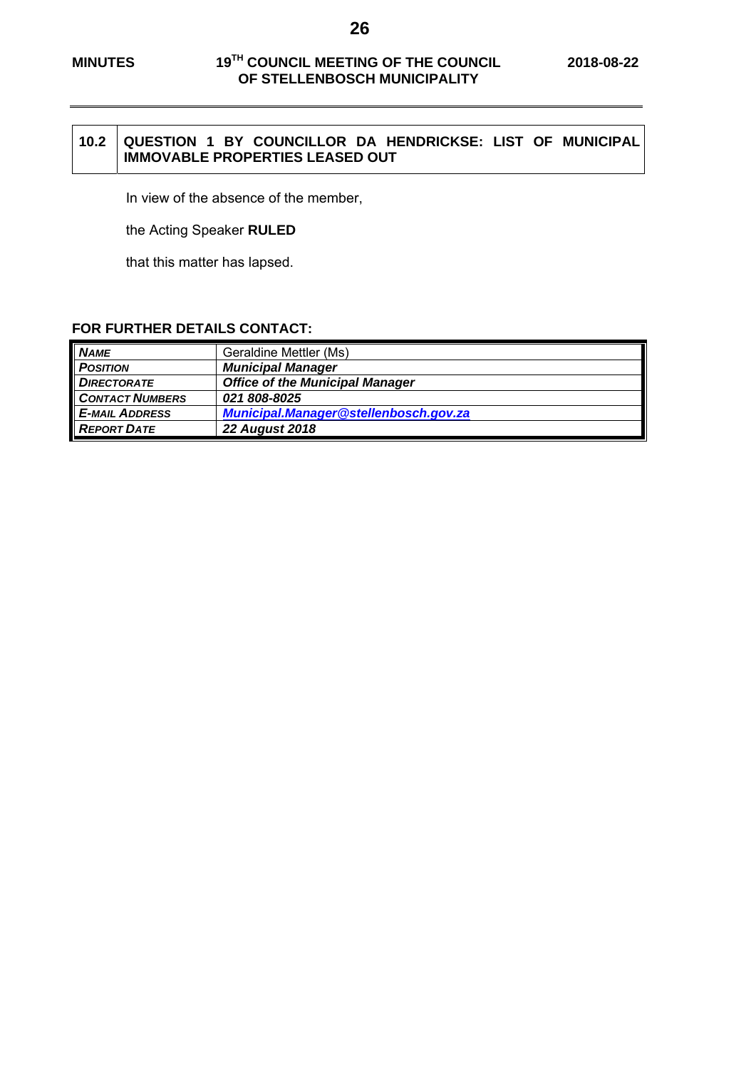## 10.2 QUESTION 1 BY COUNCILLOR DA HENDRICKSE: LIST OF MUNICIPAL IMMOVABLE PROPERTIES LEASED OUT

In view of the absence of the member,

the Acting Speaker **RULED**

that this matter has lapsed.

**FOR FURTHER DETAILS CONTACT:**

| | |
|---|---|
| ***NAME*** | Geraldine Mettler (Ms) |
| ***POSITION*** | ***Municipal Manager*** |
| ***DIRECTORATE*** | ***Office of the Municipal Manager*** |
| ***CONTACT NUMBERS*** | ***021 808-8025*** |
| ***E-MAIL ADDRESS*** | ***Municipal.Manager@stellenbosch.gov.za*** |
| ***REPORT DATE*** | ***22 August 2018*** |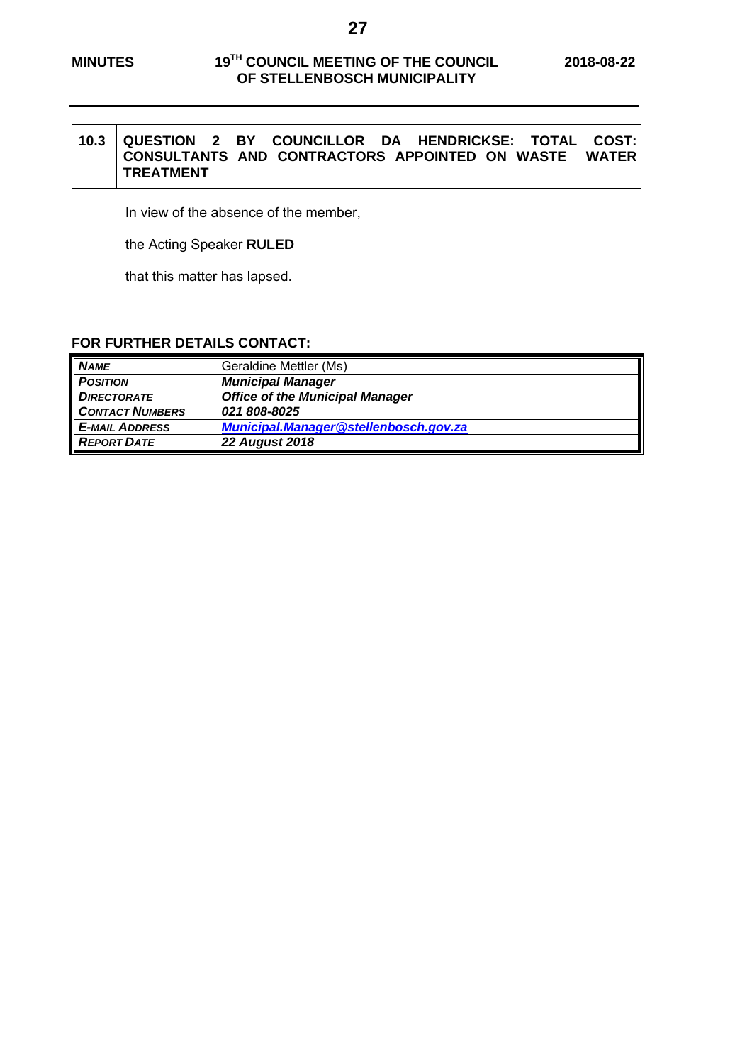## 10.3 QUESTION 2 BY COUNCILLOR DA HENDRICKSE: TOTAL COST: CONSULTANTS AND CONTRACTORS APPOINTED ON WASTE WATER TREATMENT

In view of the absence of the member,

the Acting Speaker **RULED**

that this matter has lapsed.

**FOR FURTHER DETAILS CONTACT:**

| | |
|---|---|
| ***NAME*** | Geraldine Mettler (Ms) |
| ***POSITION*** | ***Municipal Manager*** |
| ***DIRECTORATE*** | ***Office of the Municipal Manager*** |
| ***CONTACT NUMBERS*** | ***021 808-8025*** |
| ***E-MAIL ADDRESS*** | ***Municipal.Manager@stellenbosch.gov.za*** |
| ***REPORT DATE*** | ***22 August 2018*** |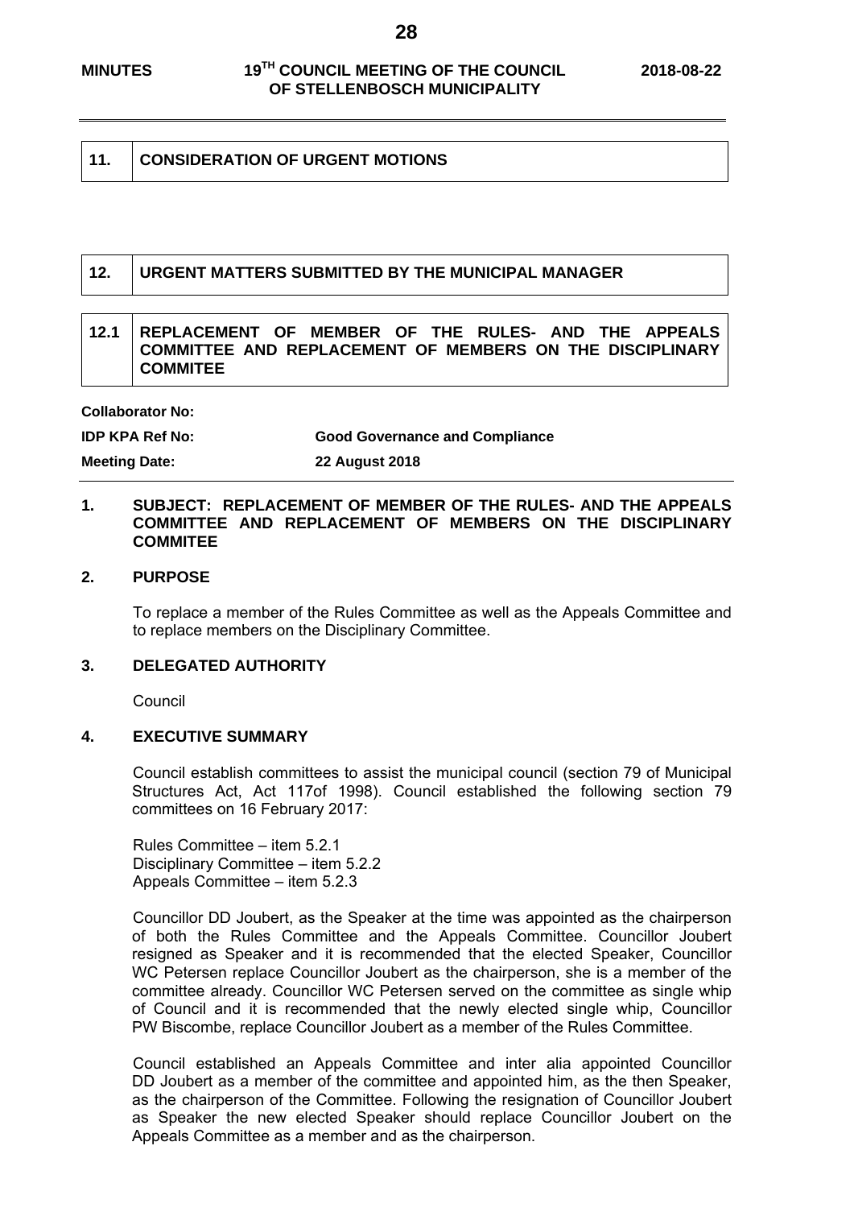## 11. CONSIDERATION OF URGENT MOTIONS

## 12. URGENT MATTERS SUBMITTED BY THE MUNICIPAL MANAGER

### 12.1 REPLACEMENT OF MEMBER OF THE RULES- AND THE APPEALS COMMITTEE AND REPLACEMENT OF MEMBERS ON THE DISCIPLINARY COMMITEE

**Collaborator No:**

**IDP KPA Ref No:** **Good Governance and Compliance**

**Meeting Date:** **22 August 2018**

**1. SUBJECT: REPLACEMENT OF MEMBER OF THE RULES- AND THE APPEALS COMMITTEE AND REPLACEMENT OF MEMBERS ON THE DISCIPLINARY COMMITEE**

**2. PURPOSE**

To replace a member of the Rules Committee as well as the Appeals Committee and to replace members on the Disciplinary Committee.

**3. DELEGATED AUTHORITY**

Council

**4. EXECUTIVE SUMMARY**

Council establish committees to assist the municipal council (section 79 of Municipal Structures Act, Act 117of 1998). Council established the following section 79 committees on 16 February 2017:

Rules Committee – item 5.2.1
Disciplinary Committee – item 5.2.2
Appeals Committee – item 5.2.3

Councillor DD Joubert, as the Speaker at the time was appointed as the chairperson of both the Rules Committee and the Appeals Committee. Councillor Joubert resigned as Speaker and it is recommended that the elected Speaker, Councillor WC Petersen replace Councillor Joubert as the chairperson, she is a member of the committee already. Councillor WC Petersen served on the committee as single whip of Council and it is recommended that the newly elected single whip, Councillor PW Biscombe, replace Councillor Joubert as a member of the Rules Committee.

Council established an Appeals Committee and inter alia appointed Councillor DD Joubert as a member of the committee and appointed him, as the then Speaker, as the chairperson of the Committee. Following the resignation of Councillor Joubert as Speaker the new elected Speaker should replace Councillor Joubert on the Appeals Committee as a member and as the chairperson.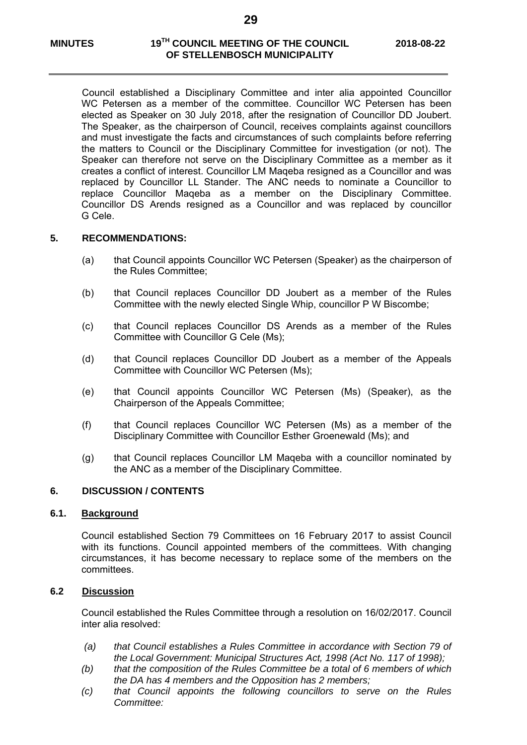Council established a Disciplinary Committee and inter alia appointed Councillor WC Petersen as a member of the committee. Councillor WC Petersen has been elected as Speaker on 30 July 2018, after the resignation of Councillor DD Joubert. The Speaker, as the chairperson of Council, receives complaints against councillors and must investigate the facts and circumstances of such complaints before referring the matters to Council or the Disciplinary Committee for investigation (or not). The Speaker can therefore not serve on the Disciplinary Committee as a member as it creates a conflict of interest. Councillor LM Maqeba resigned as a Councillor and was replaced by Councillor LL Stander. The ANC needs to nominate a Councillor to replace Councillor Maqeba as a member on the Disciplinary Committee. Councillor DS Arends resigned as a Councillor and was replaced by councillor G Cele.

## 5. RECOMMENDATIONS:

(a) that Council appoints Councillor WC Petersen (Speaker) as the chairperson of the Rules Committee;

(b) that Council replaces Councillor DD Joubert as a member of the Rules Committee with the newly elected Single Whip, councillor P W Biscombe;

(c) that Council replaces Councillor DS Arends as a member of the Rules Committee with Councillor G Cele (Ms);

(d) that Council replaces Councillor DD Joubert as a member of the Appeals Committee with Councillor WC Petersen (Ms);

(e) that Council appoints Councillor WC Petersen (Ms) (Speaker), as the Chairperson of the Appeals Committee;

(f) that Council replaces Councillor WC Petersen (Ms) as a member of the Disciplinary Committee with Councillor Esther Groenewald (Ms); and

(g) that Council replaces Councillor LM Maqeba with a councillor nominated by the ANC as a member of the Disciplinary Committee.

## 6. DISCUSSION / CONTENTS

### 6.1. Background

Council established Section 79 Committees on 16 February 2017 to assist Council with its functions. Council appointed members of the committees. With changing circumstances, it has become necessary to replace some of the members on the committees.

### 6.2 Discussion

Council established the Rules Committee through a resolution on 16/02/2017. Council inter alia resolved:

*(a) that Council establishes a Rules Committee in accordance with Section 79 of the Local Government: Municipal Structures Act, 1998 (Act No. 117 of 1998);*

*(b) that the composition of the Rules Committee be a total of 6 members of which the DA has 4 members and the Opposition has 2 members;*

*(c) that Council appoints the following councillors to serve on the Rules Committee:*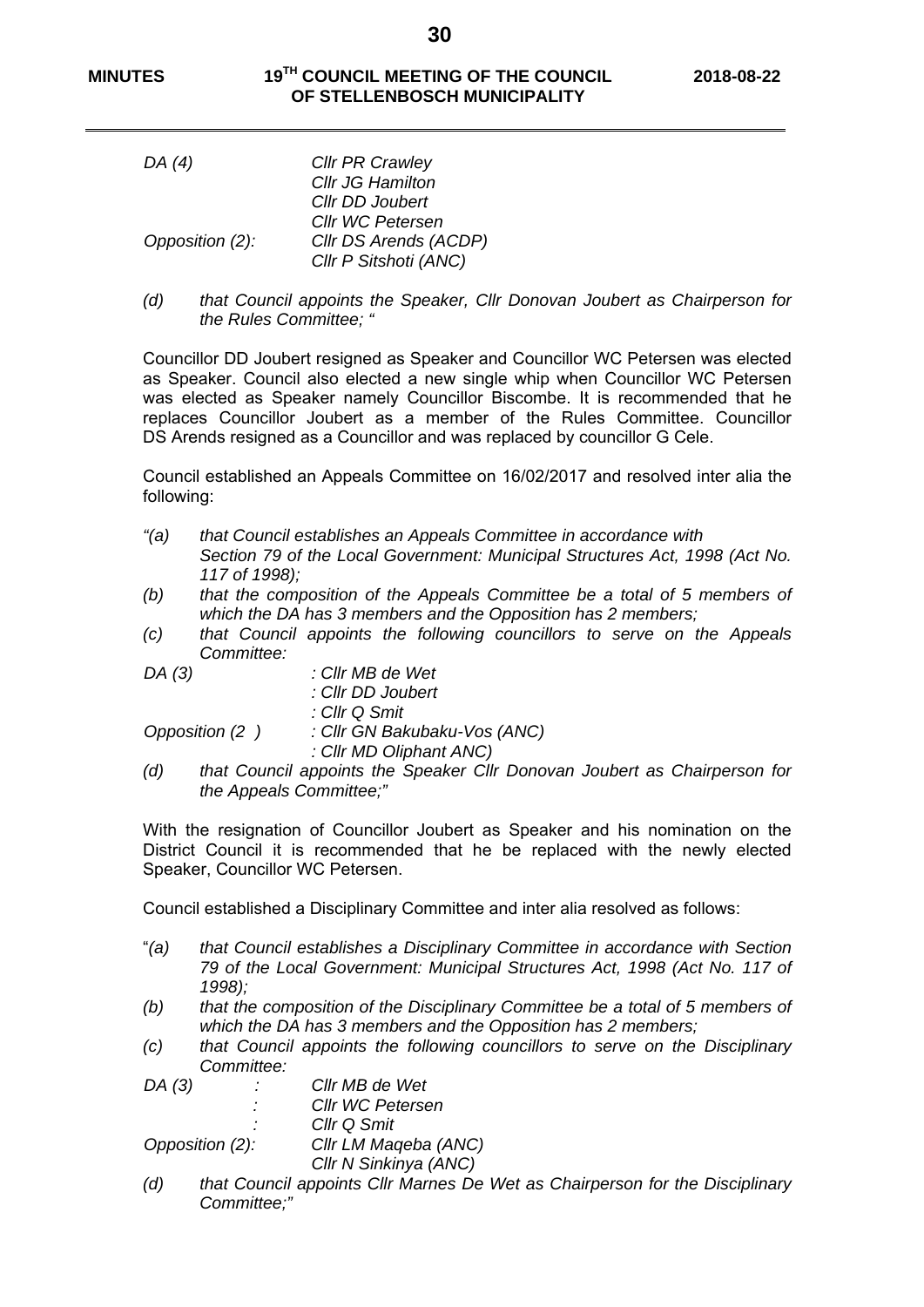*DA (4) Cllr PR Crawley*
*Cllr JG Hamilton*
*Cllr DD Joubert*
*Cllr WC Petersen*
*Opposition (2): Cllr DS Arends (ACDP)*
*Cllr P Sitshoti (ANC)*

*(d) that Council appoints the Speaker, Cllr Donovan Joubert as Chairperson for the Rules Committee; "*

Councillor DD Joubert resigned as Speaker and Councillor WC Petersen was elected as Speaker. Council also elected a new single whip when Councillor WC Petersen was elected as Speaker namely Councillor Biscombe. It is recommended that he replaces Councillor Joubert as a member of the Rules Committee. Councillor DS Arends resigned as a Councillor and was replaced by councillor G Cele.

Council established an Appeals Committee on 16/02/2017 and resolved inter alia the following:

*"(a) that Council establishes an Appeals Committee in accordance with Section 79 of the Local Government: Municipal Structures Act, 1998 (Act No. 117 of 1998);*

*(b) that the composition of the Appeals Committee be a total of 5 members of which the DA has 3 members and the Opposition has 2 members;*

*(c) that Council appoints the following councillors to serve on the Appeals Committee:*

*DA (3) : Cllr MB de Wet*
*: Cllr DD Joubert*
*: Cllr Q Smit*
*Opposition (2 ) : Cllr GN Bakubaku-Vos (ANC)*
*: Cllr MD Oliphant ANC)*

*(d) that Council appoints the Speaker Cllr Donovan Joubert as Chairperson for the Appeals Committee;"*

With the resignation of Councillor Joubert as Speaker and his nomination on the District Council it is recommended that he be replaced with the newly elected Speaker, Councillor WC Petersen.

Council established a Disciplinary Committee and inter alia resolved as follows:

"*(a) that Council establishes a Disciplinary Committee in accordance with Section 79 of the Local Government: Municipal Structures Act, 1998 (Act No. 117 of 1998);*

*(b) that the composition of the Disciplinary Committee be a total of 5 members of which the DA has 3 members and the Opposition has 2 members;*

*(c) that Council appoints the following councillors to serve on the Disciplinary Committee:*

*DA (3) : Cllr MB de Wet*
*: Cllr WC Petersen*
*: Cllr Q Smit*
*Opposition (2): Cllr LM Maqeba (ANC)*
*Cllr N Sinkinya (ANC)*

*(d) that Council appoints Cllr Marnes De Wet as Chairperson for the Disciplinary Committee;"*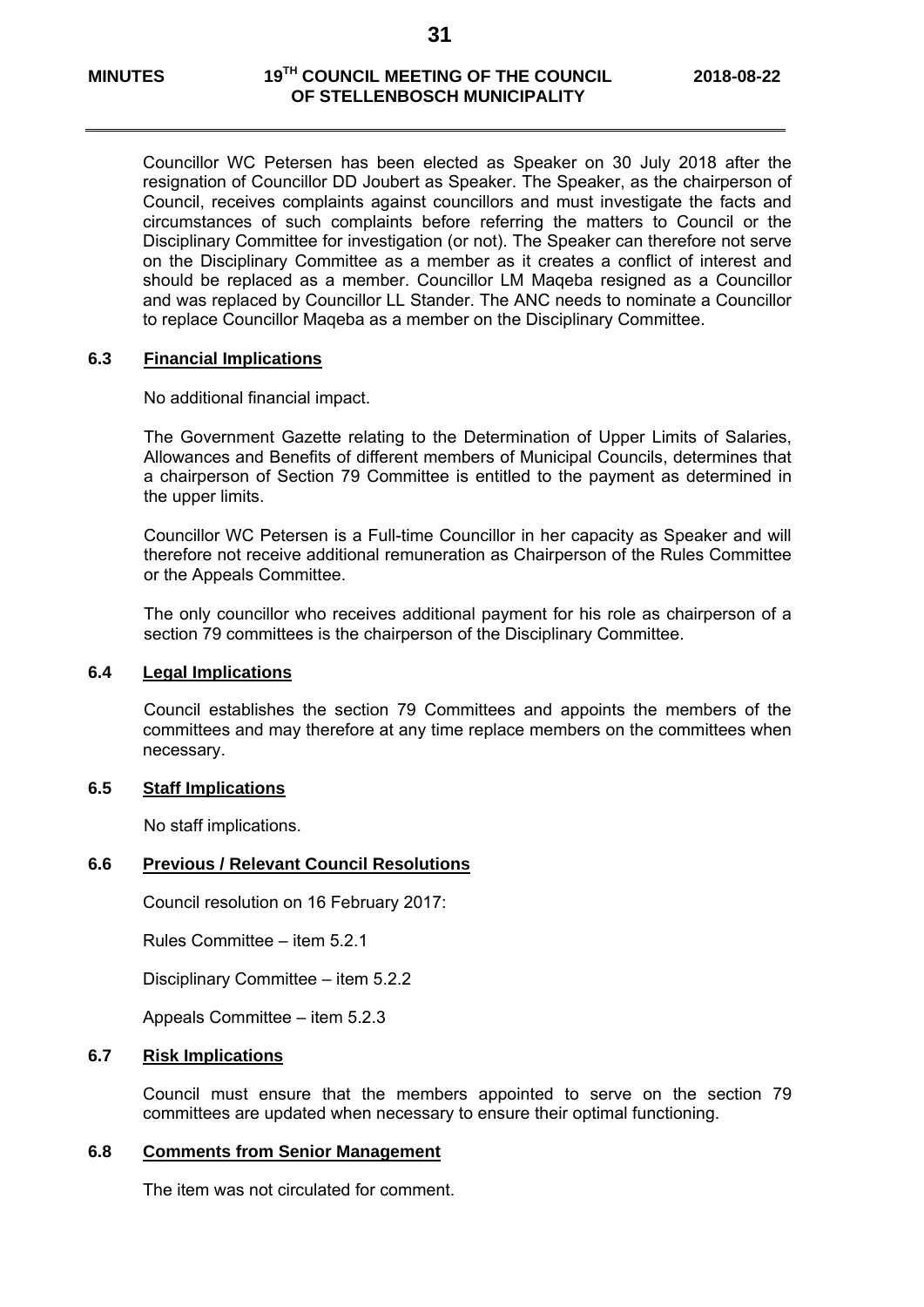Councillor WC Petersen has been elected as Speaker on 30 July 2018 after the resignation of Councillor DD Joubert as Speaker. The Speaker, as the chairperson of Council, receives complaints against councillors and must investigate the facts and circumstances of such complaints before referring the matters to Council or the Disciplinary Committee for investigation (or not). The Speaker can therefore not serve on the Disciplinary Committee as a member as it creates a conflict of interest and should be replaced as a member. Councillor LM Maqeba resigned as a Councillor and was replaced by Councillor LL Stander. The ANC needs to nominate a Councillor to replace Councillor Maqeba as a member on the Disciplinary Committee.

### 6.3 Financial Implications

No additional financial impact.

The Government Gazette relating to the Determination of Upper Limits of Salaries, Allowances and Benefits of different members of Municipal Councils, determines that a chairperson of Section 79 Committee is entitled to the payment as determined in the upper limits.

Councillor WC Petersen is a Full-time Councillor in her capacity as Speaker and will therefore not receive additional remuneration as Chairperson of the Rules Committee or the Appeals Committee.

The only councillor who receives additional payment for his role as chairperson of a section 79 committees is the chairperson of the Disciplinary Committee.

### 6.4 Legal Implications

Council establishes the section 79 Committees and appoints the members of the committees and may therefore at any time replace members on the committees when necessary.

### 6.5 Staff Implications

No staff implications.

### 6.6 Previous / Relevant Council Resolutions

Council resolution on 16 February 2017:

Rules Committee – item 5.2.1

Disciplinary Committee – item 5.2.2

Appeals Committee – item 5.2.3

### 6.7 Risk Implications

Council must ensure that the members appointed to serve on the section 79 committees are updated when necessary to ensure their optimal functioning.

### 6.8 Comments from Senior Management

The item was not circulated for comment.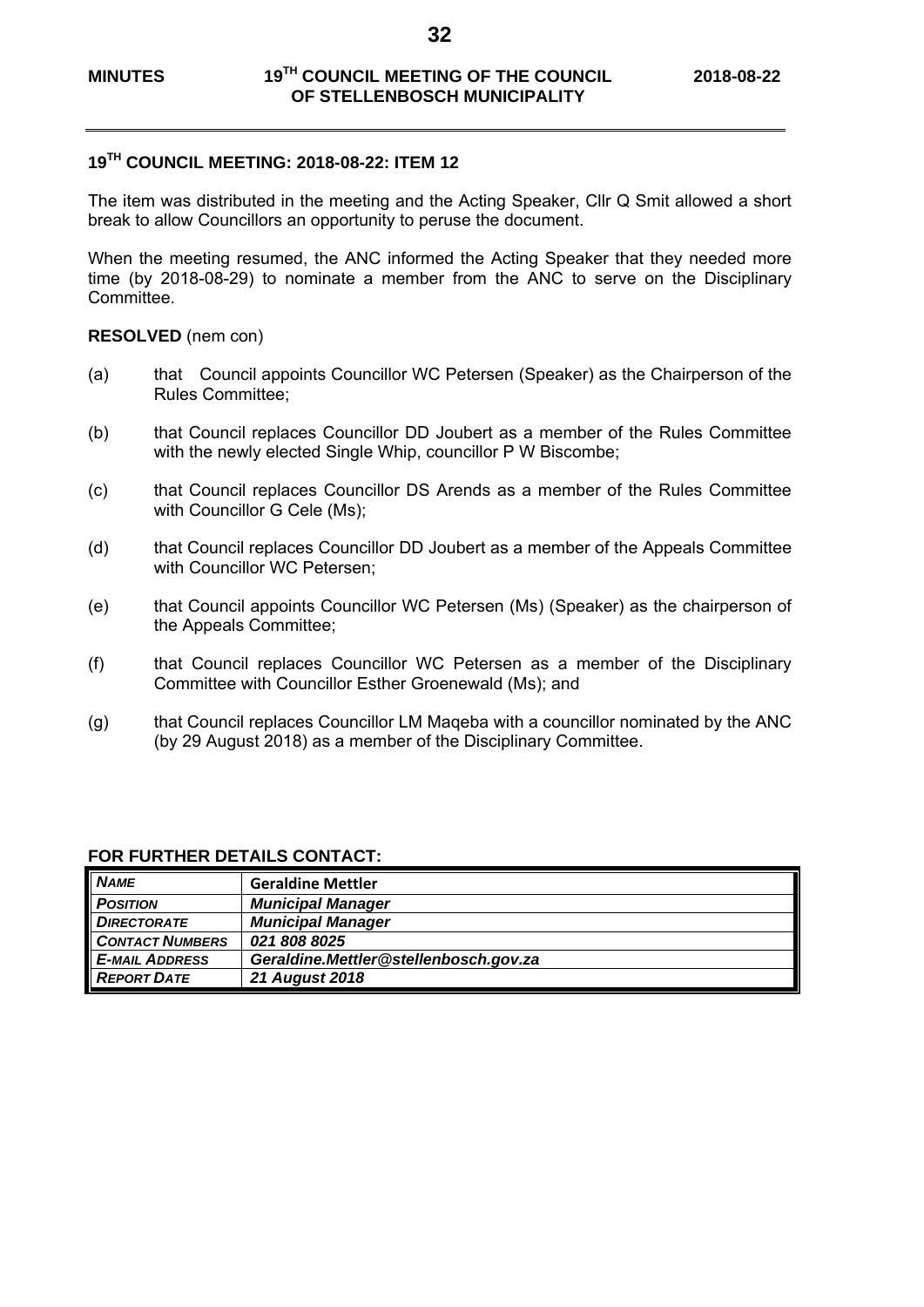## 19TH COUNCIL MEETING: 2018-08-22: ITEM 12

The item was distributed in the meeting and the Acting Speaker, Cllr Q Smit allowed a short break to allow Councillors an opportunity to peruse the document.

When the meeting resumed, the ANC informed the Acting Speaker that they needed more time (by 2018-08-29) to nominate a member from the ANC to serve on the Disciplinary Committee.

**RESOLVED** (nem con)

(a) that Council appoints Councillor WC Petersen (Speaker) as the Chairperson of the Rules Committee;

(b) that Council replaces Councillor DD Joubert as a member of the Rules Committee with the newly elected Single Whip, councillor P W Biscombe;

(c) that Council replaces Councillor DS Arends as a member of the Rules Committee with Councillor G Cele (Ms);

(d) that Council replaces Councillor DD Joubert as a member of the Appeals Committee with Councillor WC Petersen;

(e) that Council appoints Councillor WC Petersen (Ms) (Speaker) as the chairperson of the Appeals Committee;

(f) that Council replaces Councillor WC Petersen as a member of the Disciplinary Committee with Councillor Esther Groenewald (Ms); and

(g) that Council replaces Councillor LM Maqeba with a councillor nominated by the ANC (by 29 August 2018) as a member of the Disciplinary Committee.

**FOR FURTHER DETAILS CONTACT:**

| | |
|---|---|
| *NAME* | **Geraldine Mettler** |
| *POSITION* | ***Municipal Manager*** |
| *DIRECTORATE* | ***Municipal Manager*** |
| *CONTACT NUMBERS* | ***021 808 8025*** |
| *E-MAIL ADDRESS* | ***Geraldine.Mettler@stellenbosch.gov.za*** |
| *REPORT DATE* | ***21 August 2018*** |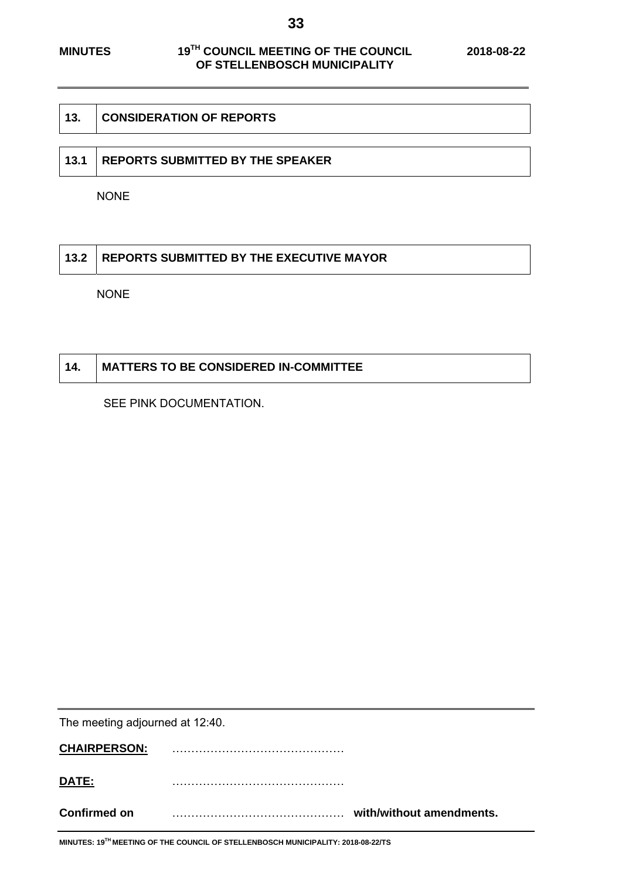## 13. CONSIDERATION OF REPORTS

### 13.1 REPORTS SUBMITTED BY THE SPEAKER

NONE

### 13.2 REPORTS SUBMITTED BY THE EXECUTIVE MAYOR

NONE

## 14. MATTERS TO BE CONSIDERED IN-COMMITTEE

SEE PINK DOCUMENTATION.

The meeting adjourned at 12:40.

**CHAIRPERSON:** ……………………………………

**DATE:** ……………………………………

**Confirmed on** …………………………………… **with/without amendments.**